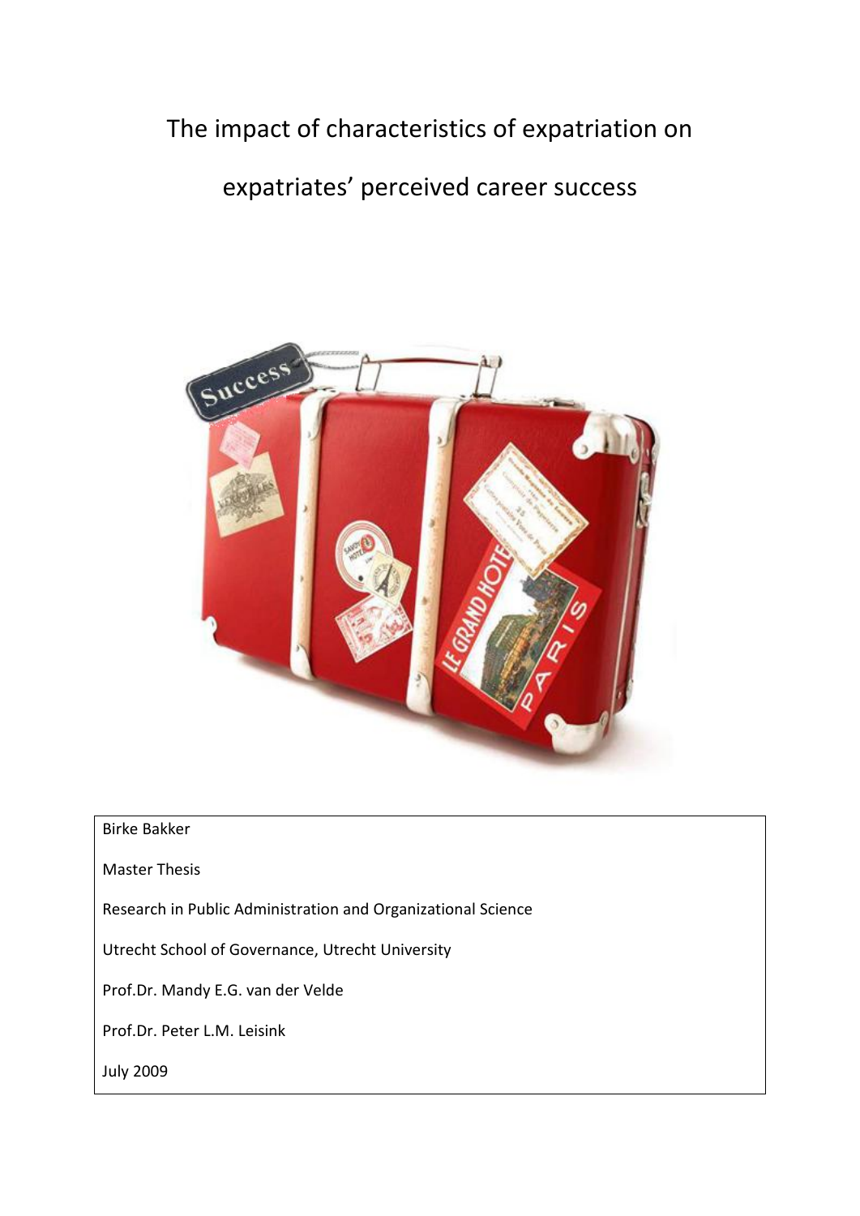# The impact of characteristics of expatriation on expatriates' perceived career success

Birke Bakker

Master Thesis

Research in Public Administration and Organizational Science

Utrecht School of Governance, Utrecht University

Prof.Dr. Mandy E.G. van der Velde

Prof.Dr. Peter L.M. Leisink

July 2009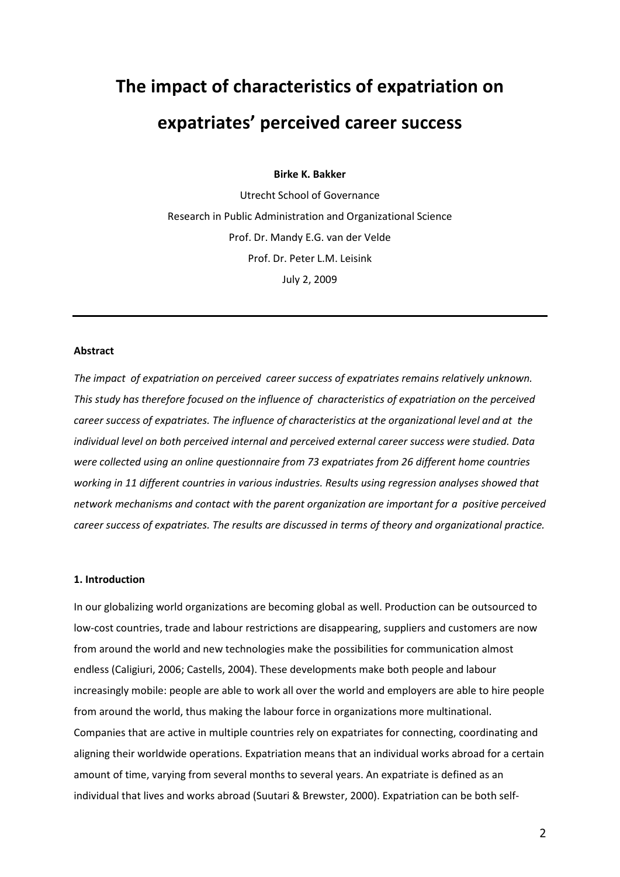# The impact of characteristics of expatriation on expatriates' perceived career success

**Birke K. Bakker**

Utrecht School of Governance

Research in Public Administration and Organizational Science

Prof. Dr. Mandy E.G. van der Velde

Prof. Dr. Peter L.M. Leisink

July 2, 2009

---

**Abstract**

*The impact of expatriation on perceived career success of expatriates remains relatively unknown. This study has therefore focused on the influence of characteristics of expatriation on the perceived career success of expatriates. The influence of characteristics at the organizational level and at the individual level on both perceived internal and perceived external career success were studied. Data were collected using an online questionnaire from 73 expatriates from 26 different home countries working in 11 different countries in various industries. Results using regression analyses showed that network mechanisms and contact with the parent organization are important for a positive perceived career success of expatriates. The results are discussed in terms of theory and organizational practice.*

**1. Introduction**

In our globalizing world organizations are becoming global as well. Production can be outsourced to low-cost countries, trade and labour restrictions are disappearing, suppliers and customers are now from around the world and new technologies make the possibilities for communication almost endless (Caligiuri, 2006; Castells, 2004). These developments make both people and labour increasingly mobile: people are able to work all over the world and employers are able to hire people from around the world, thus making the labour force in organizations more multinational. Companies that are active in multiple countries rely on expatriates for connecting, coordinating and aligning their worldwide operations. Expatriation means that an individual works abroad for a certain amount of time, varying from several months to several years. An expatriate is defined as an individual that lives and works abroad (Suutari & Brewster, 2000). Expatriation can be both self-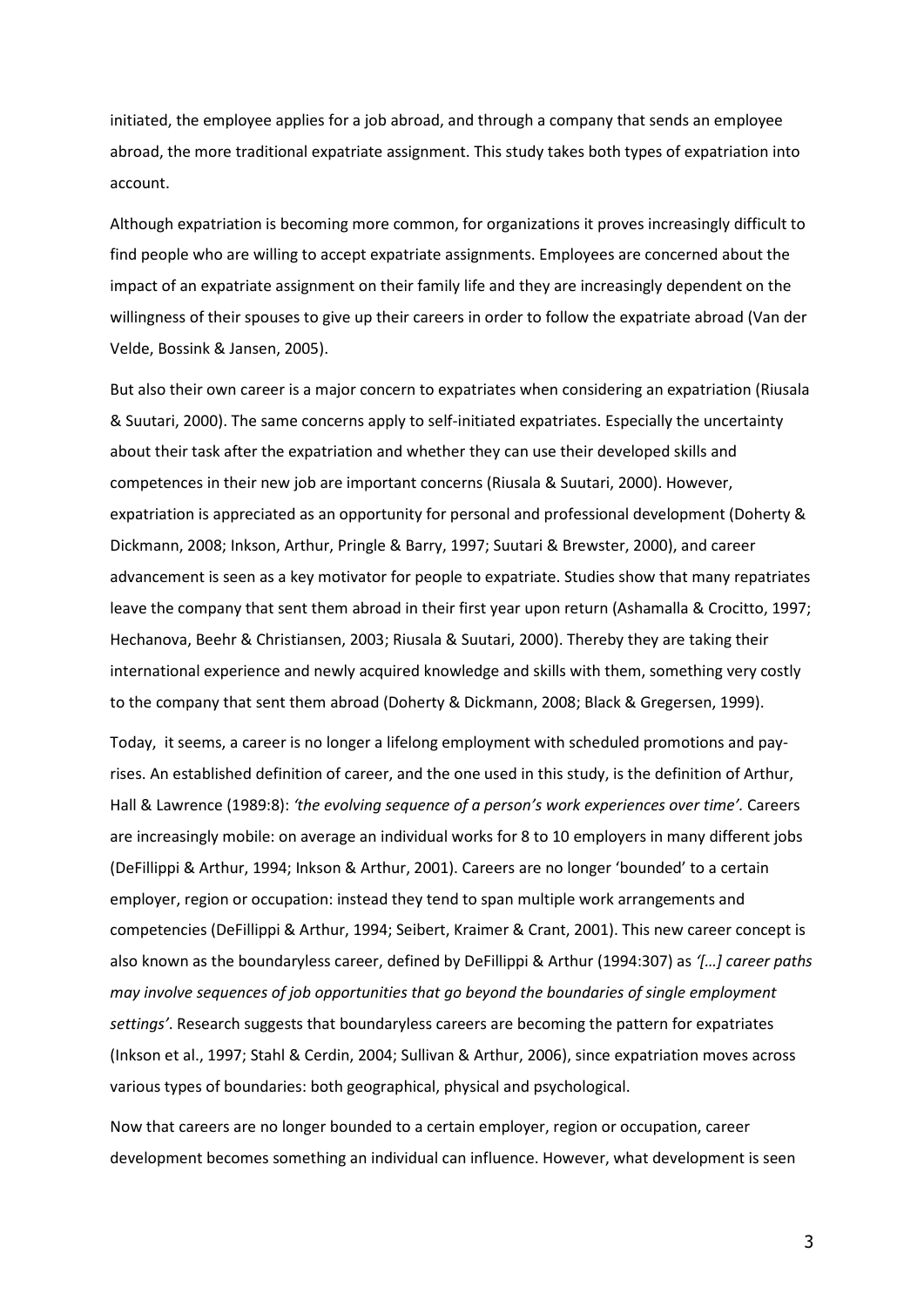initiated, the employee applies for a job abroad, and through a company that sends an employee abroad, the more traditional expatriate assignment. This study takes both types of expatriation into account.

Although expatriation is becoming more common, for organizations it proves increasingly difficult to find people who are willing to accept expatriate assignments. Employees are concerned about the impact of an expatriate assignment on their family life and they are increasingly dependent on the willingness of their spouses to give up their careers in order to follow the expatriate abroad (Van der Velde, Bossink & Jansen, 2005).

But also their own career is a major concern to expatriates when considering an expatriation (Riusala & Suutari, 2000). The same concerns apply to self-initiated expatriates. Especially the uncertainty about their task after the expatriation and whether they can use their developed skills and competences in their new job are important concerns (Riusala & Suutari, 2000). However, expatriation is appreciated as an opportunity for personal and professional development (Doherty & Dickmann, 2008; Inkson, Arthur, Pringle & Barry, 1997; Suutari & Brewster, 2000), and career advancement is seen as a key motivator for people to expatriate. Studies show that many repatriates leave the company that sent them abroad in their first year upon return (Ashamalla & Crocitto, 1997; Hechanova, Beehr & Christiansen, 2003; Riusala & Suutari, 2000). Thereby they are taking their international experience and newly acquired knowledge and skills with them, something very costly to the company that sent them abroad (Doherty & Dickmann, 2008; Black & Gregersen, 1999).

Today, it seems, a career is no longer a lifelong employment with scheduled promotions and pay-rises. An established definition of career, and the one used in this study, is the definition of Arthur, Hall & Lawrence (1989:8): *'the evolving sequence of a person's work experiences over time'*. Careers are increasingly mobile: on average an individual works for 8 to 10 employers in many different jobs (DeFillippi & Arthur, 1994; Inkson & Arthur, 2001). Careers are no longer 'bounded' to a certain employer, region or occupation: instead they tend to span multiple work arrangements and competencies (DeFillippi & Arthur, 1994; Seibert, Kraimer & Crant, 2001). This new career concept is also known as the boundaryless career, defined by DeFillippi & Arthur (1994:307) as *'[…] career paths may involve sequences of job opportunities that go beyond the boundaries of single employment settings'*. Research suggests that boundaryless careers are becoming the pattern for expatriates (Inkson et al., 1997; Stahl & Cerdin, 2004; Sullivan & Arthur, 2006), since expatriation moves across various types of boundaries: both geographical, physical and psychological.

Now that careers are no longer bounded to a certain employer, region or occupation, career development becomes something an individual can influence. However, what development is seen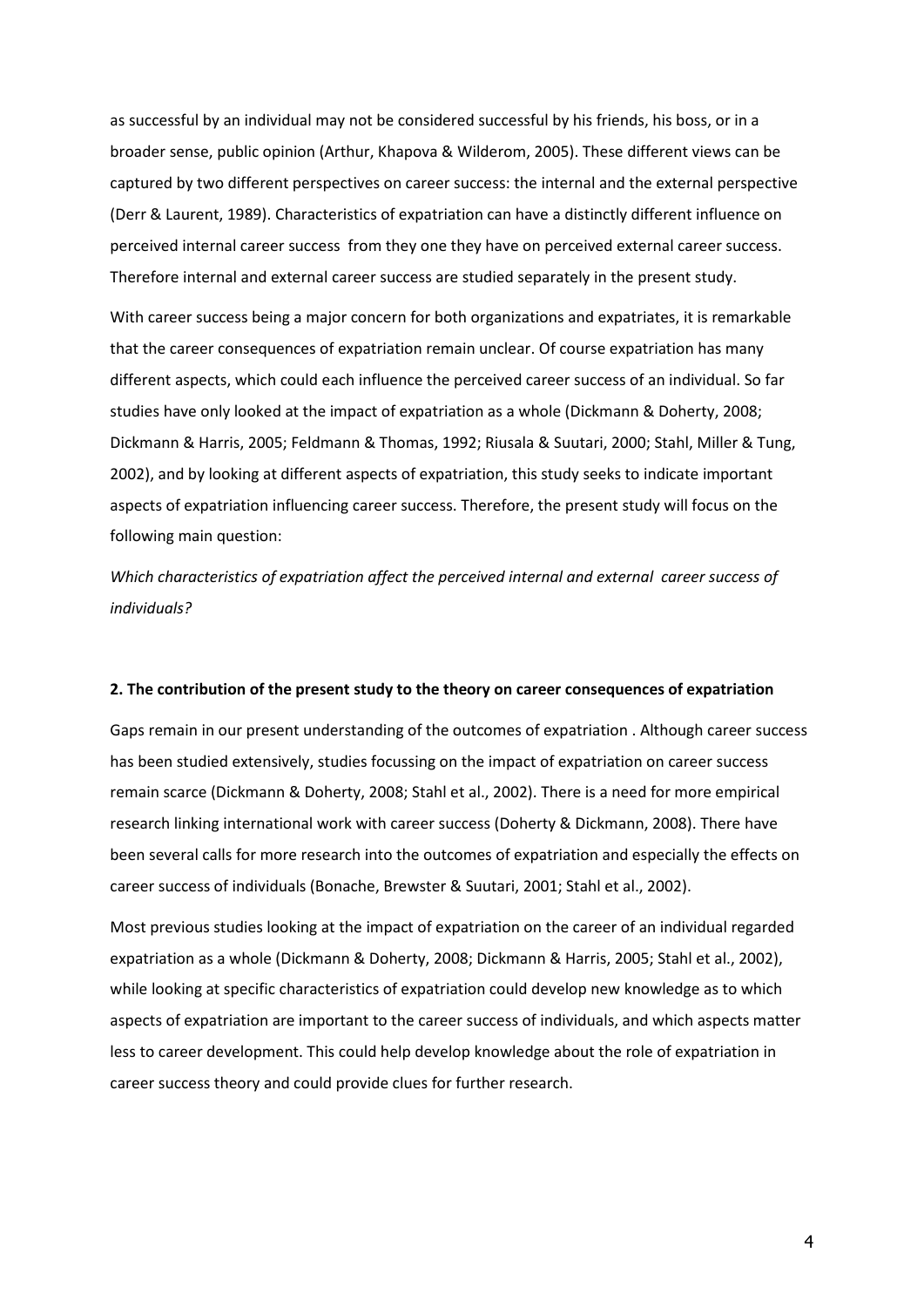as successful by an individual may not be considered successful by his friends, his boss, or in a broader sense, public opinion (Arthur, Khapova & Wilderom, 2005). These different views can be captured by two different perspectives on career success: the internal and the external perspective (Derr & Laurent, 1989). Characteristics of expatriation can have a distinctly different influence on perceived internal career success from they one they have on perceived external career success. Therefore internal and external career success are studied separately in the present study.

With career success being a major concern for both organizations and expatriates, it is remarkable that the career consequences of expatriation remain unclear. Of course expatriation has many different aspects, which could each influence the perceived career success of an individual. So far studies have only looked at the impact of expatriation as a whole (Dickmann & Doherty, 2008; Dickmann & Harris, 2005; Feldmann & Thomas, 1992; Riusala & Suutari, 2000; Stahl, Miller & Tung, 2002), and by looking at different aspects of expatriation, this study seeks to indicate important aspects of expatriation influencing career success. Therefore, the present study will focus on the following main question:

*Which characteristics of expatriation affect the perceived internal and external career success of individuals?*

## 2. The contribution of the present study to the theory on career consequences of expatriation

Gaps remain in our present understanding of the outcomes of expatriation . Although career success has been studied extensively, studies focussing on the impact of expatriation on career success remain scarce (Dickmann & Doherty, 2008; Stahl et al., 2002). There is a need for more empirical research linking international work with career success (Doherty & Dickmann, 2008). There have been several calls for more research into the outcomes of expatriation and especially the effects on career success of individuals (Bonache, Brewster & Suutari, 2001; Stahl et al., 2002).

Most previous studies looking at the impact of expatriation on the career of an individual regarded expatriation as a whole (Dickmann & Doherty, 2008; Dickmann & Harris, 2005; Stahl et al., 2002), while looking at specific characteristics of expatriation could develop new knowledge as to which aspects of expatriation are important to the career success of individuals, and which aspects matter less to career development. This could help develop knowledge about the role of expatriation in career success theory and could provide clues for further research.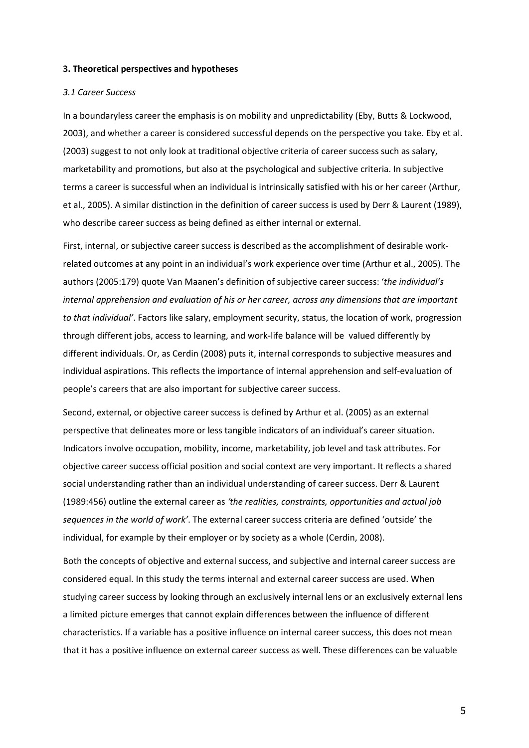## 3. Theoretical perspectives and hypotheses

### *3.1 Career Success*

In a boundaryless career the emphasis is on mobility and unpredictability (Eby, Butts & Lockwood, 2003), and whether a career is considered successful depends on the perspective you take. Eby et al. (2003) suggest to not only look at traditional objective criteria of career success such as salary, marketability and promotions, but also at the psychological and subjective criteria. In subjective terms a career is successful when an individual is intrinsically satisfied with his or her career (Arthur, et al., 2005). A similar distinction in the definition of career success is used by Derr & Laurent (1989), who describe career success as being defined as either internal or external.

First, internal, or subjective career success is described as the accomplishment of desirable work-related outcomes at any point in an individual's work experience over time (Arthur et al., 2005). The authors (2005:179) quote Van Maanen's definition of subjective career success: '*the individual's internal apprehension and evaluation of his or her career, across any dimensions that are important to that individual'*. Factors like salary, employment security, status, the location of work, progression through different jobs, access to learning, and work-life balance will be valued differently by different individuals. Or, as Cerdin (2008) puts it, internal corresponds to subjective measures and individual aspirations. This reflects the importance of internal apprehension and self-evaluation of people's careers that are also important for subjective career success.

Second, external, or objective career success is defined by Arthur et al. (2005) as an external perspective that delineates more or less tangible indicators of an individual's career situation. Indicators involve occupation, mobility, income, marketability, job level and task attributes. For objective career success official position and social context are very important. It reflects a shared social understanding rather than an individual understanding of career success. Derr & Laurent (1989:456) outline the external career as *'the realities, constraints, opportunities and actual job sequences in the world of work'*. The external career success criteria are defined 'outside' the individual, for example by their employer or by society as a whole (Cerdin, 2008).

Both the concepts of objective and external success, and subjective and internal career success are considered equal. In this study the terms internal and external career success are used. When studying career success by looking through an exclusively internal lens or an exclusively external lens a limited picture emerges that cannot explain differences between the influence of different characteristics. If a variable has a positive influence on internal career success, this does not mean that it has a positive influence on external career success as well. These differences can be valuable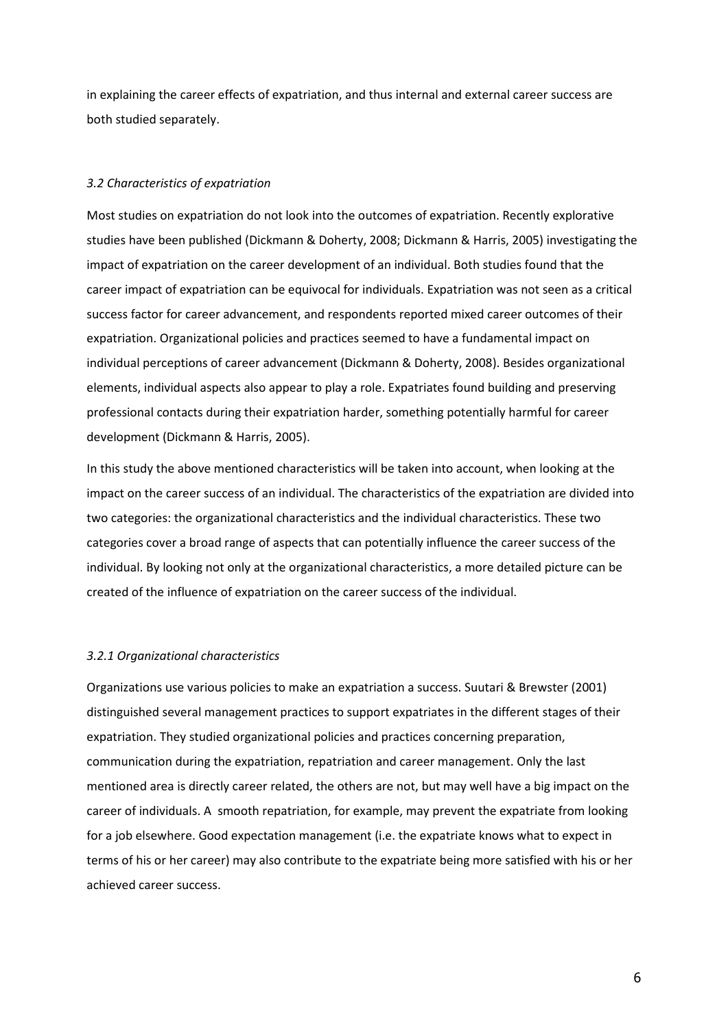in explaining the career effects of expatriation, and thus internal and external career success are both studied separately.

### *3.2 Characteristics of expatriation*

Most studies on expatriation do not look into the outcomes of expatriation. Recently explorative studies have been published (Dickmann & Doherty, 2008; Dickmann & Harris, 2005) investigating the impact of expatriation on the career development of an individual. Both studies found that the career impact of expatriation can be equivocal for individuals. Expatriation was not seen as a critical success factor for career advancement, and respondents reported mixed career outcomes of their expatriation. Organizational policies and practices seemed to have a fundamental impact on individual perceptions of career advancement (Dickmann & Doherty, 2008). Besides organizational elements, individual aspects also appear to play a role. Expatriates found building and preserving professional contacts during their expatriation harder, something potentially harmful for career development (Dickmann & Harris, 2005).

In this study the above mentioned characteristics will be taken into account, when looking at the impact on the career success of an individual. The characteristics of the expatriation are divided into two categories: the organizational characteristics and the individual characteristics. These two categories cover a broad range of aspects that can potentially influence the career success of the individual. By looking not only at the organizational characteristics, a more detailed picture can be created of the influence of expatriation on the career success of the individual.

#### *3.2.1 Organizational characteristics*

Organizations use various policies to make an expatriation a success. Suutari & Brewster (2001) distinguished several management practices to support expatriates in the different stages of their expatriation. They studied organizational policies and practices concerning preparation, communication during the expatriation, repatriation and career management. Only the last mentioned area is directly career related, the others are not, but may well have a big impact on the career of individuals. A smooth repatriation, for example, may prevent the expatriate from looking for a job elsewhere. Good expectation management (i.e. the expatriate knows what to expect in terms of his or her career) may also contribute to the expatriate being more satisfied with his or her achieved career success.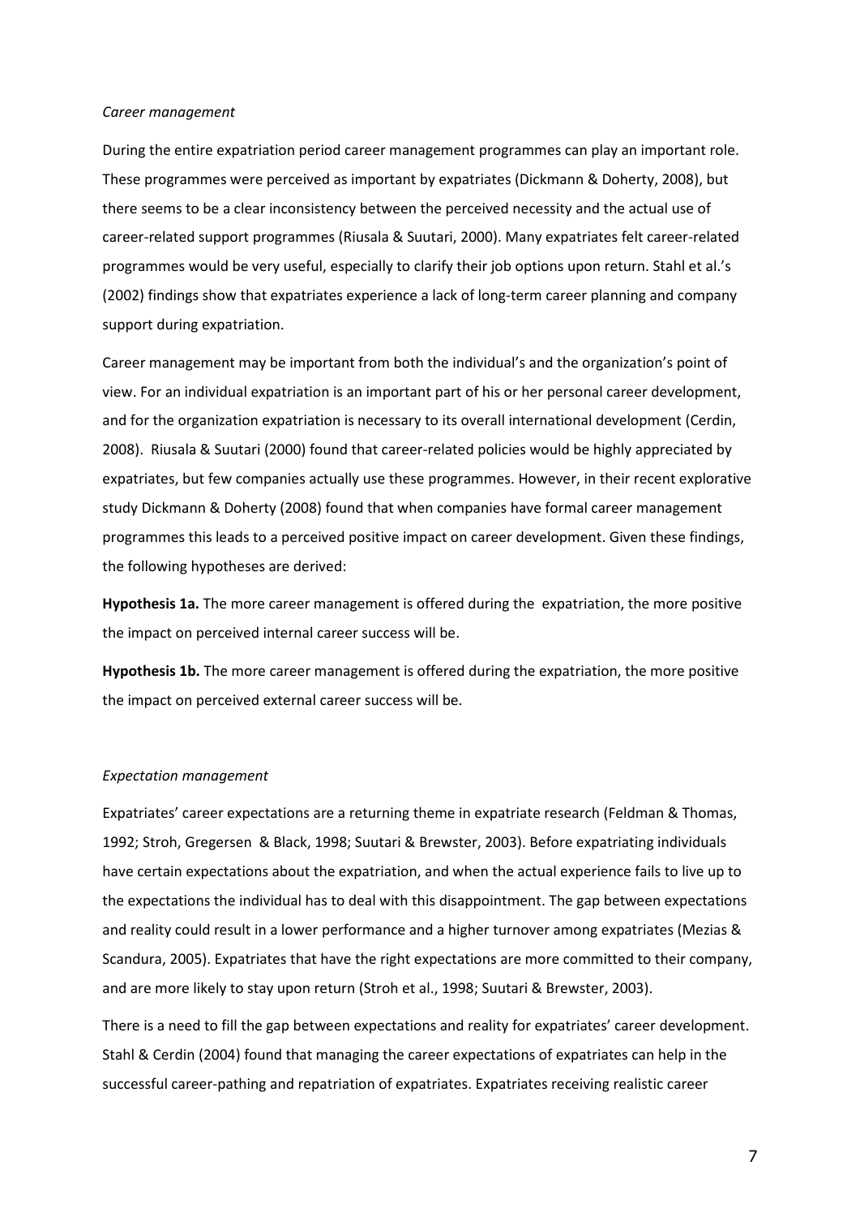*Career management*

During the entire expatriation period career management programmes can play an important role. These programmes were perceived as important by expatriates (Dickmann & Doherty, 2008), but there seems to be a clear inconsistency between the perceived necessity and the actual use of career-related support programmes (Riusala & Suutari, 2000). Many expatriates felt career-related programmes would be very useful, especially to clarify their job options upon return. Stahl et al.'s (2002) findings show that expatriates experience a lack of long-term career planning and company support during expatriation.

Career management may be important from both the individual's and the organization's point of view. For an individual expatriation is an important part of his or her personal career development, and for the organization expatriation is necessary to its overall international development (Cerdin, 2008). Riusala & Suutari (2000) found that career-related policies would be highly appreciated by expatriates, but few companies actually use these programmes. However, in their recent explorative study Dickmann & Doherty (2008) found that when companies have formal career management programmes this leads to a perceived positive impact on career development. Given these findings, the following hypotheses are derived:

**Hypothesis 1a.** The more career management is offered during the expatriation, the more positive the impact on perceived internal career success will be.

**Hypothesis 1b.** The more career management is offered during the expatriation, the more positive the impact on perceived external career success will be.

*Expectation management*

Expatriates' career expectations are a returning theme in expatriate research (Feldman & Thomas, 1992; Stroh, Gregersen & Black, 1998; Suutari & Brewster, 2003). Before expatriating individuals have certain expectations about the expatriation, and when the actual experience fails to live up to the expectations the individual has to deal with this disappointment. The gap between expectations and reality could result in a lower performance and a higher turnover among expatriates (Mezias & Scandura, 2005). Expatriates that have the right expectations are more committed to their company, and are more likely to stay upon return (Stroh et al., 1998; Suutari & Brewster, 2003).

There is a need to fill the gap between expectations and reality for expatriates' career development. Stahl & Cerdin (2004) found that managing the career expectations of expatriates can help in the successful career-pathing and repatriation of expatriates. Expatriates receiving realistic career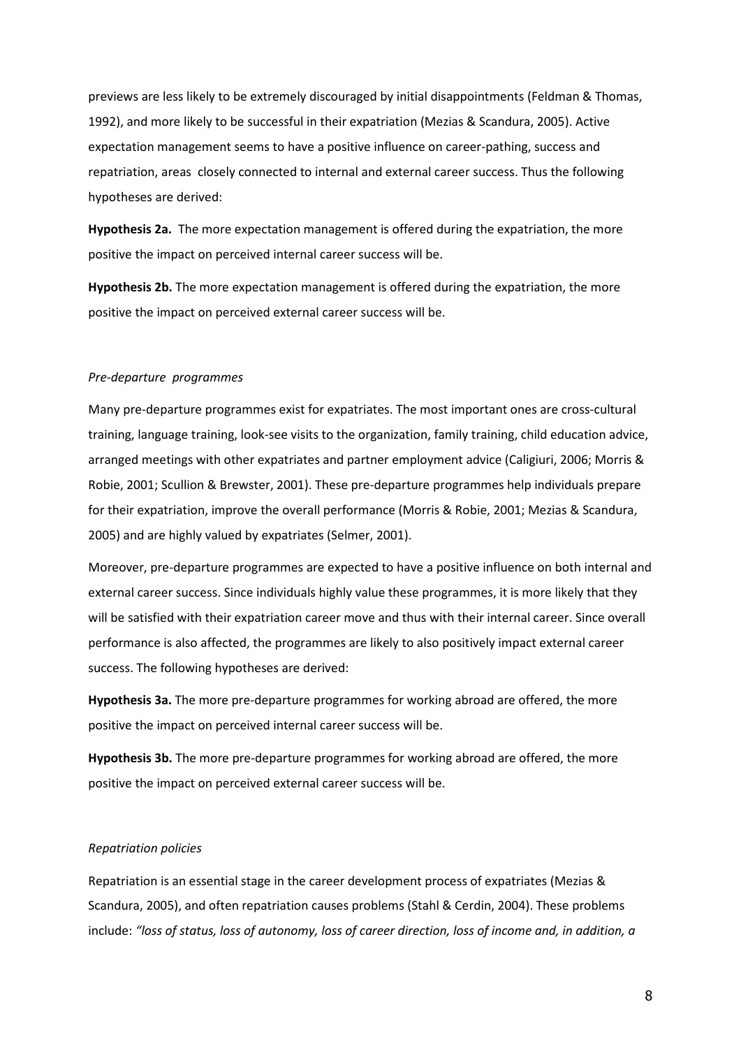previews are less likely to be extremely discouraged by initial disappointments (Feldman & Thomas, 1992), and more likely to be successful in their expatriation (Mezias & Scandura, 2005). Active expectation management seems to have a positive influence on career-pathing, success and repatriation, areas closely connected to internal and external career success. Thus the following hypotheses are derived:

**Hypothesis 2a.** The more expectation management is offered during the expatriation, the more positive the impact on perceived internal career success will be.

**Hypothesis 2b.** The more expectation management is offered during the expatriation, the more positive the impact on perceived external career success will be.

*Pre-departure programmes*

Many pre-departure programmes exist for expatriates. The most important ones are cross-cultural training, language training, look-see visits to the organization, family training, child education advice, arranged meetings with other expatriates and partner employment advice (Caligiuri, 2006; Morris & Robie, 2001; Scullion & Brewster, 2001). These pre-departure programmes help individuals prepare for their expatriation, improve the overall performance (Morris & Robie, 2001; Mezias & Scandura, 2005) and are highly valued by expatriates (Selmer, 2001).

Moreover, pre-departure programmes are expected to have a positive influence on both internal and external career success. Since individuals highly value these programmes, it is more likely that they will be satisfied with their expatriation career move and thus with their internal career. Since overall performance is also affected, the programmes are likely to also positively impact external career success. The following hypotheses are derived:

**Hypothesis 3a.** The more pre-departure programmes for working abroad are offered, the more positive the impact on perceived internal career success will be.

**Hypothesis 3b.** The more pre-departure programmes for working abroad are offered, the more positive the impact on perceived external career success will be.

*Repatriation policies*

Repatriation is an essential stage in the career development process of expatriates (Mezias & Scandura, 2005), and often repatriation causes problems (Stahl & Cerdin, 2004). These problems include: *"loss of status, loss of autonomy, loss of career direction, loss of income and, in addition, a*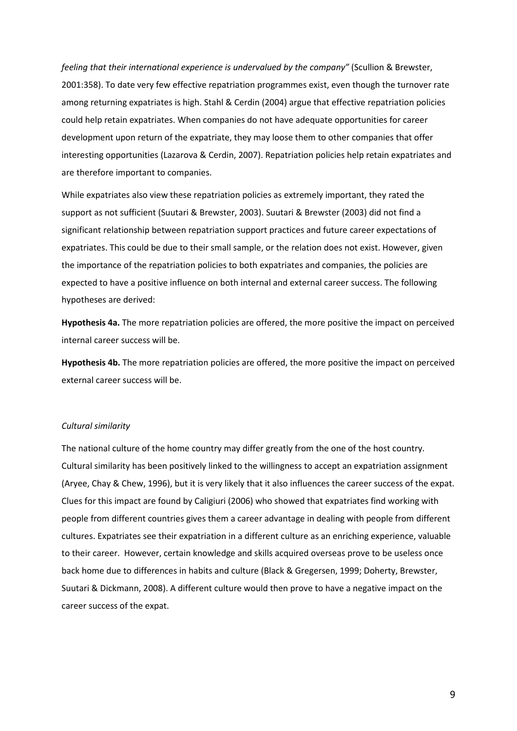*feeling that their international experience is undervalued by the company"* (Scullion & Brewster, 2001:358). To date very few effective repatriation programmes exist, even though the turnover rate among returning expatriates is high. Stahl & Cerdin (2004) argue that effective repatriation policies could help retain expatriates. When companies do not have adequate opportunities for career development upon return of the expatriate, they may loose them to other companies that offer interesting opportunities (Lazarova & Cerdin, 2007). Repatriation policies help retain expatriates and are therefore important to companies.

While expatriates also view these repatriation policies as extremely important, they rated the support as not sufficient (Suutari & Brewster, 2003). Suutari & Brewster (2003) did not find a significant relationship between repatriation support practices and future career expectations of expatriates. This could be due to their small sample, or the relation does not exist. However, given the importance of the repatriation policies to both expatriates and companies, the policies are expected to have a positive influence on both internal and external career success. The following hypotheses are derived:

**Hypothesis 4a.** The more repatriation policies are offered, the more positive the impact on perceived internal career success will be.

**Hypothesis 4b.** The more repatriation policies are offered, the more positive the impact on perceived external career success will be.

*Cultural similarity*

The national culture of the home country may differ greatly from the one of the host country. Cultural similarity has been positively linked to the willingness to accept an expatriation assignment (Aryee, Chay & Chew, 1996), but it is very likely that it also influences the career success of the expat. Clues for this impact are found by Caligiuri (2006) who showed that expatriates find working with people from different countries gives them a career advantage in dealing with people from different cultures. Expatriates see their expatriation in a different culture as an enriching experience, valuable to their career. However, certain knowledge and skills acquired overseas prove to be useless once back home due to differences in habits and culture (Black & Gregersen, 1999; Doherty, Brewster, Suutari & Dickmann, 2008). A different culture would then prove to have a negative impact on the career success of the expat.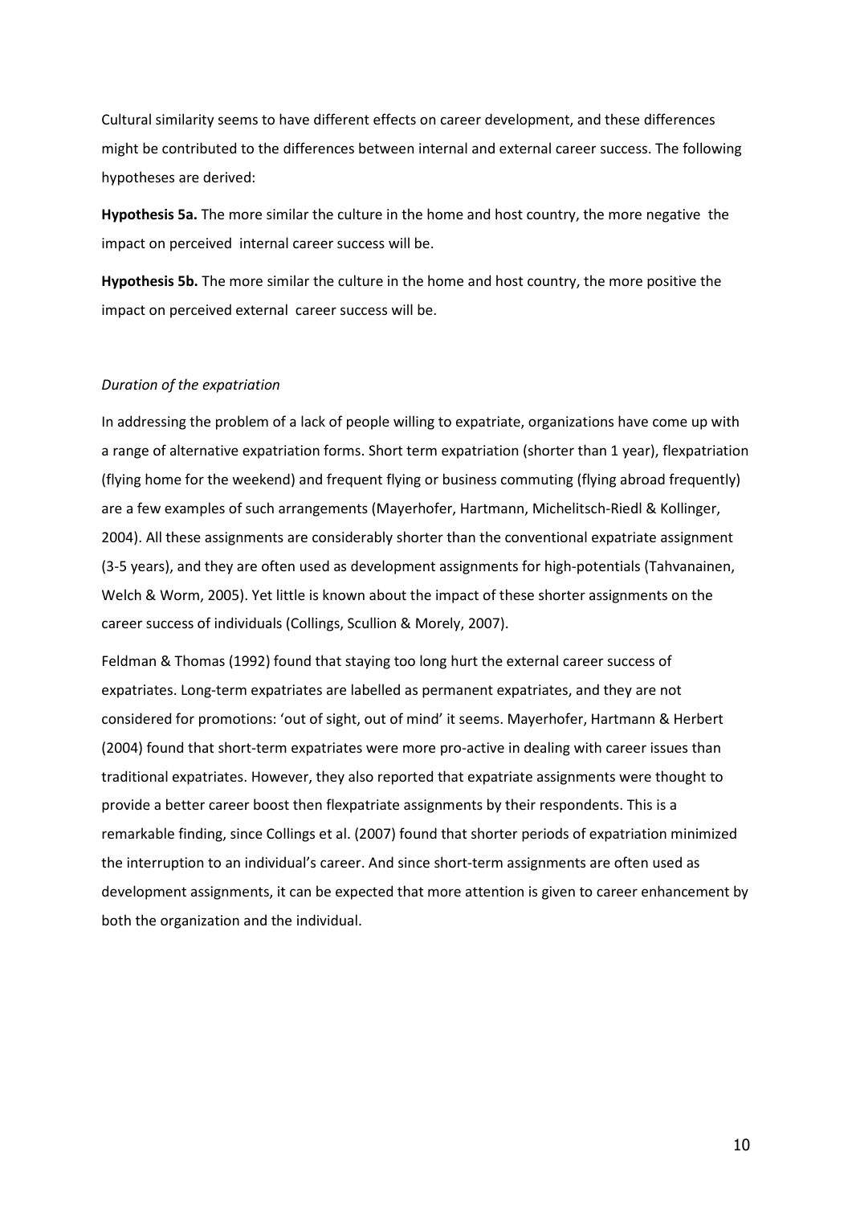Cultural similarity seems to have different effects on career development, and these differences might be contributed to the differences between internal and external career success. The following hypotheses are derived:

**Hypothesis 5a.** The more similar the culture in the home and host country, the more negative the impact on perceived internal career success will be.

**Hypothesis 5b.** The more similar the culture in the home and host country, the more positive the impact on perceived external career success will be.

*Duration of the expatriation*

In addressing the problem of a lack of people willing to expatriate, organizations have come up with a range of alternative expatriation forms. Short term expatriation (shorter than 1 year), flexpatriation (flying home for the weekend) and frequent flying or business commuting (flying abroad frequently) are a few examples of such arrangements (Mayerhofer, Hartmann, Michelitsch-Riedl & Kollinger, 2004). All these assignments are considerably shorter than the conventional expatriate assignment (3-5 years), and they are often used as development assignments for high-potentials (Tahvanainen, Welch & Worm, 2005). Yet little is known about the impact of these shorter assignments on the career success of individuals (Collings, Scullion & Morely, 2007).

Feldman & Thomas (1992) found that staying too long hurt the external career success of expatriates. Long-term expatriates are labelled as permanent expatriates, and they are not considered for promotions: 'out of sight, out of mind' it seems. Mayerhofer, Hartmann & Herbert (2004) found that short-term expatriates were more pro-active in dealing with career issues than traditional expatriates. However, they also reported that expatriate assignments were thought to provide a better career boost then flexpatriate assignments by their respondents. This is a remarkable finding, since Collings et al. (2007) found that shorter periods of expatriation minimized the interruption to an individual's career. And since short-term assignments are often used as development assignments, it can be expected that more attention is given to career enhancement by both the organization and the individual.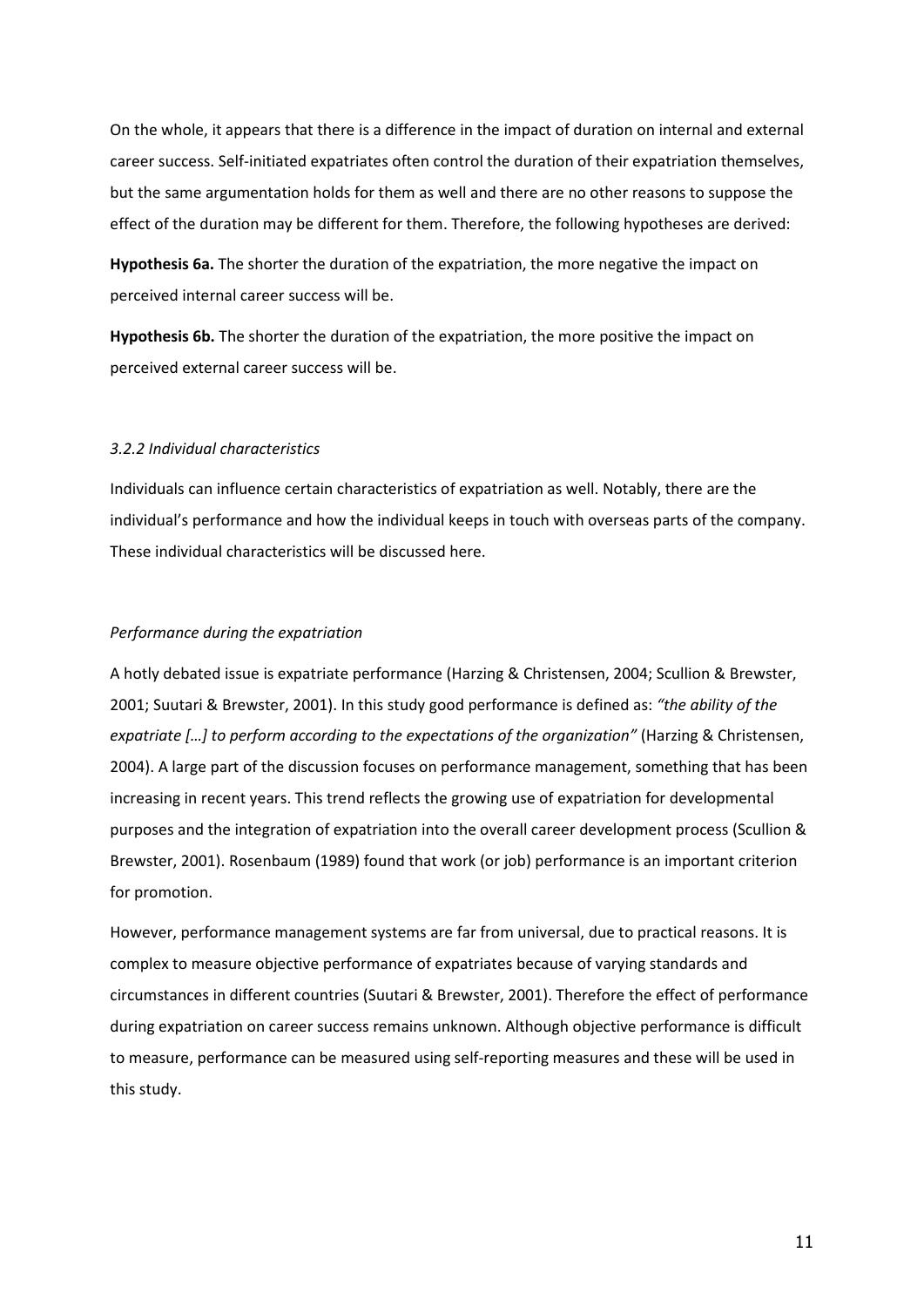On the whole, it appears that there is a difference in the impact of duration on internal and external career success. Self-initiated expatriates often control the duration of their expatriation themselves, but the same argumentation holds for them as well and there are no other reasons to suppose the effect of the duration may be different for them. Therefore, the following hypotheses are derived:

**Hypothesis 6a.** The shorter the duration of the expatriation, the more negative the impact on perceived internal career success will be.

**Hypothesis 6b.** The shorter the duration of the expatriation, the more positive the impact on perceived external career success will be.

### *3.2.2 Individual characteristics*

Individuals can influence certain characteristics of expatriation as well. Notably, there are the individual's performance and how the individual keeps in touch with overseas parts of the company. These individual characteristics will be discussed here.

#### *Performance during the expatriation*

A hotly debated issue is expatriate performance (Harzing & Christensen, 2004; Scullion & Brewster, 2001; Suutari & Brewster, 2001). In this study good performance is defined as: *"the ability of the expatriate […] to perform according to the expectations of the organization"* (Harzing & Christensen, 2004). A large part of the discussion focuses on performance management, something that has been increasing in recent years. This trend reflects the growing use of expatriation for developmental purposes and the integration of expatriation into the overall career development process (Scullion & Brewster, 2001). Rosenbaum (1989) found that work (or job) performance is an important criterion for promotion.

However, performance management systems are far from universal, due to practical reasons. It is complex to measure objective performance of expatriates because of varying standards and circumstances in different countries (Suutari & Brewster, 2001). Therefore the effect of performance during expatriation on career success remains unknown. Although objective performance is difficult to measure, performance can be measured using self-reporting measures and these will be used in this study.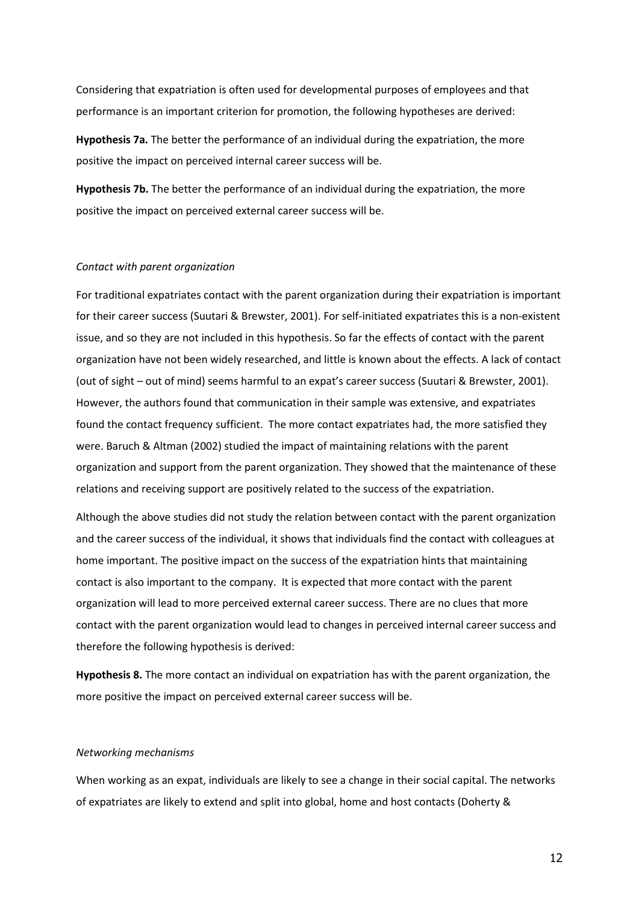Considering that expatriation is often used for developmental purposes of employees and that performance is an important criterion for promotion, the following hypotheses are derived:

**Hypothesis 7a.** The better the performance of an individual during the expatriation, the more positive the impact on perceived internal career success will be.

**Hypothesis 7b.** The better the performance of an individual during the expatriation, the more positive the impact on perceived external career success will be.

*Contact with parent organization*

For traditional expatriates contact with the parent organization during their expatriation is important for their career success (Suutari & Brewster, 2001). For self-initiated expatriates this is a non-existent issue, and so they are not included in this hypothesis. So far the effects of contact with the parent organization have not been widely researched, and little is known about the effects. A lack of contact (out of sight – out of mind) seems harmful to an expat's career success (Suutari & Brewster, 2001). However, the authors found that communication in their sample was extensive, and expatriates found the contact frequency sufficient. The more contact expatriates had, the more satisfied they were. Baruch & Altman (2002) studied the impact of maintaining relations with the parent organization and support from the parent organization. They showed that the maintenance of these relations and receiving support are positively related to the success of the expatriation.

Although the above studies did not study the relation between contact with the parent organization and the career success of the individual, it shows that individuals find the contact with colleagues at home important. The positive impact on the success of the expatriation hints that maintaining contact is also important to the company. It is expected that more contact with the parent organization will lead to more perceived external career success. There are no clues that more contact with the parent organization would lead to changes in perceived internal career success and therefore the following hypothesis is derived:

**Hypothesis 8.** The more contact an individual on expatriation has with the parent organization, the more positive the impact on perceived external career success will be.

*Networking mechanisms*

When working as an expat, individuals are likely to see a change in their social capital. The networks of expatriates are likely to extend and split into global, home and host contacts (Doherty &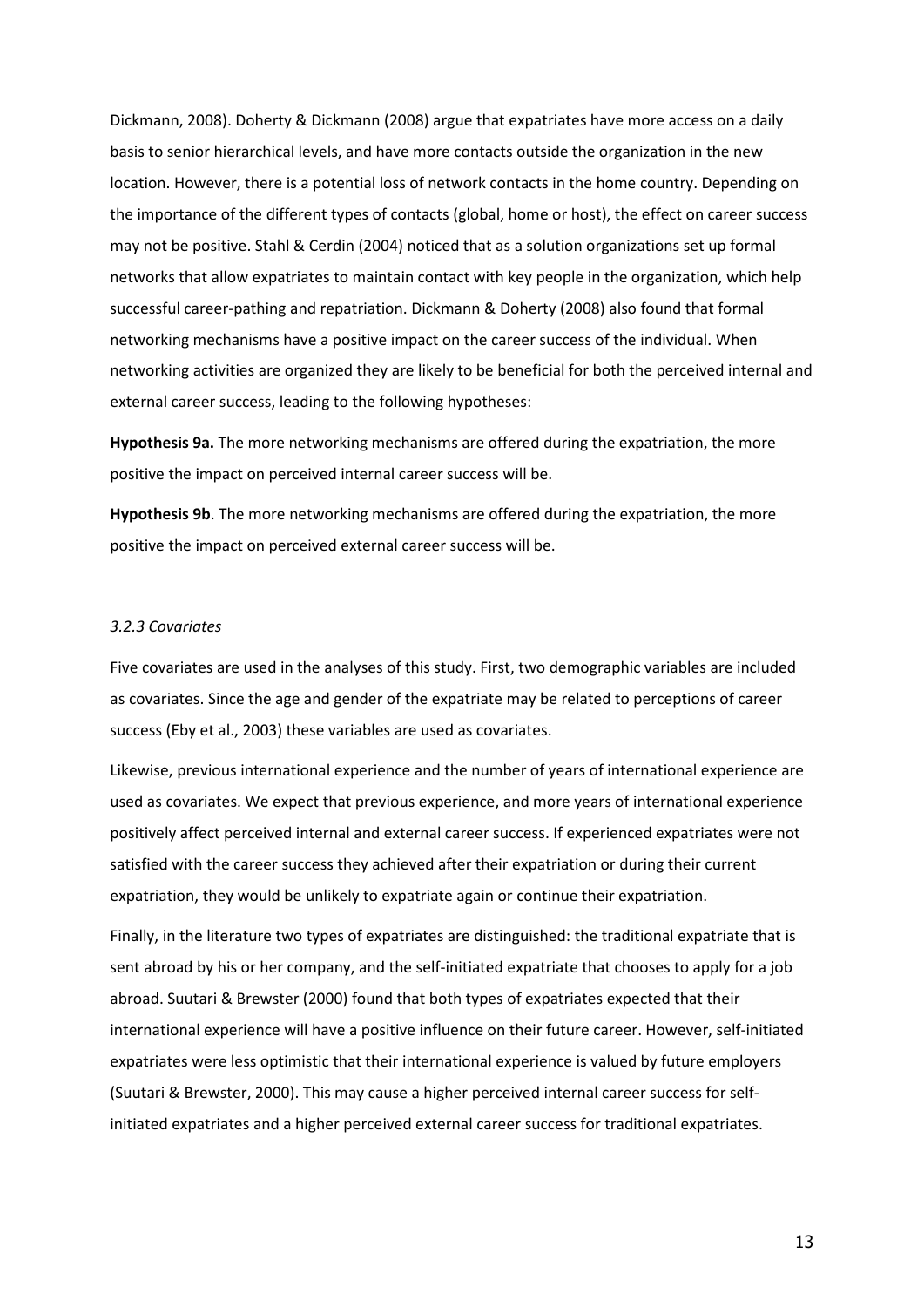Dickmann, 2008). Doherty & Dickmann (2008) argue that expatriates have more access on a daily basis to senior hierarchical levels, and have more contacts outside the organization in the new location. However, there is a potential loss of network contacts in the home country. Depending on the importance of the different types of contacts (global, home or host), the effect on career success may not be positive. Stahl & Cerdin (2004) noticed that as a solution organizations set up formal networks that allow expatriates to maintain contact with key people in the organization, which help successful career-pathing and repatriation. Dickmann & Doherty (2008) also found that formal networking mechanisms have a positive impact on the career success of the individual. When networking activities are organized they are likely to be beneficial for both the perceived internal and external career success, leading to the following hypotheses:

**Hypothesis 9a.** The more networking mechanisms are offered during the expatriation, the more positive the impact on perceived internal career success will be.

**Hypothesis 9b**. The more networking mechanisms are offered during the expatriation, the more positive the impact on perceived external career success will be.

### *3.2.3 Covariates*

Five covariates are used in the analyses of this study. First, two demographic variables are included as covariates. Since the age and gender of the expatriate may be related to perceptions of career success (Eby et al., 2003) these variables are used as covariates.

Likewise, previous international experience and the number of years of international experience are used as covariates. We expect that previous experience, and more years of international experience positively affect perceived internal and external career success. If experienced expatriates were not satisfied with the career success they achieved after their expatriation or during their current expatriation, they would be unlikely to expatriate again or continue their expatriation.

Finally, in the literature two types of expatriates are distinguished: the traditional expatriate that is sent abroad by his or her company, and the self-initiated expatriate that chooses to apply for a job abroad. Suutari & Brewster (2000) found that both types of expatriates expected that their international experience will have a positive influence on their future career. However, self-initiated expatriates were less optimistic that their international experience is valued by future employers (Suutari & Brewster, 2000). This may cause a higher perceived internal career success for self-initiated expatriates and a higher perceived external career success for traditional expatriates.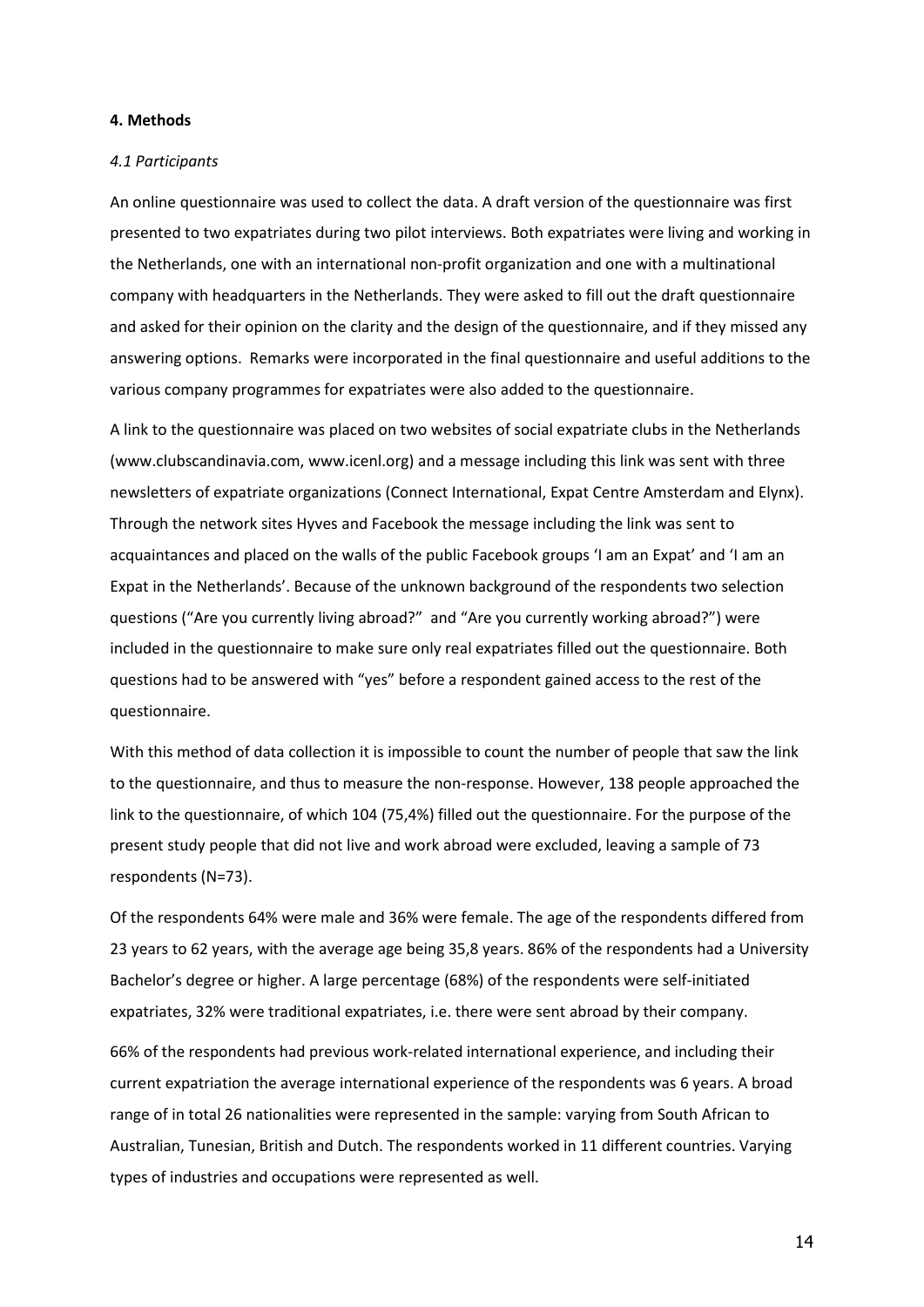## 4. Methods

### *4.1 Participants*

An online questionnaire was used to collect the data. A draft version of the questionnaire was first presented to two expatriates during two pilot interviews. Both expatriates were living and working in the Netherlands, one with an international non-profit organization and one with a multinational company with headquarters in the Netherlands. They were asked to fill out the draft questionnaire and asked for their opinion on the clarity and the design of the questionnaire, and if they missed any answering options. Remarks were incorporated in the final questionnaire and useful additions to the various company programmes for expatriates were also added to the questionnaire.

A link to the questionnaire was placed on two websites of social expatriate clubs in the Netherlands (www.clubscandinavia.com, www.icenl.org) and a message including this link was sent with three newsletters of expatriate organizations (Connect International, Expat Centre Amsterdam and Elynx). Through the network sites Hyves and Facebook the message including the link was sent to acquaintances and placed on the walls of the public Facebook groups 'I am an Expat' and 'I am an Expat in the Netherlands'. Because of the unknown background of the respondents two selection questions ("Are you currently living abroad?" and "Are you currently working abroad?") were included in the questionnaire to make sure only real expatriates filled out the questionnaire. Both questions had to be answered with "yes" before a respondent gained access to the rest of the questionnaire.

With this method of data collection it is impossible to count the number of people that saw the link to the questionnaire, and thus to measure the non-response. However, 138 people approached the link to the questionnaire, of which 104 (75,4%) filled out the questionnaire. For the purpose of the present study people that did not live and work abroad were excluded, leaving a sample of 73 respondents (N=73).

Of the respondents 64% were male and 36% were female. The age of the respondents differed from 23 years to 62 years, with the average age being 35,8 years. 86% of the respondents had a University Bachelor's degree or higher. A large percentage (68%) of the respondents were self-initiated expatriates, 32% were traditional expatriates, i.e. there were sent abroad by their company.

66% of the respondents had previous work-related international experience, and including their current expatriation the average international experience of the respondents was 6 years. A broad range of in total 26 nationalities were represented in the sample: varying from South African to Australian, Tunesian, British and Dutch. The respondents worked in 11 different countries. Varying types of industries and occupations were represented as well.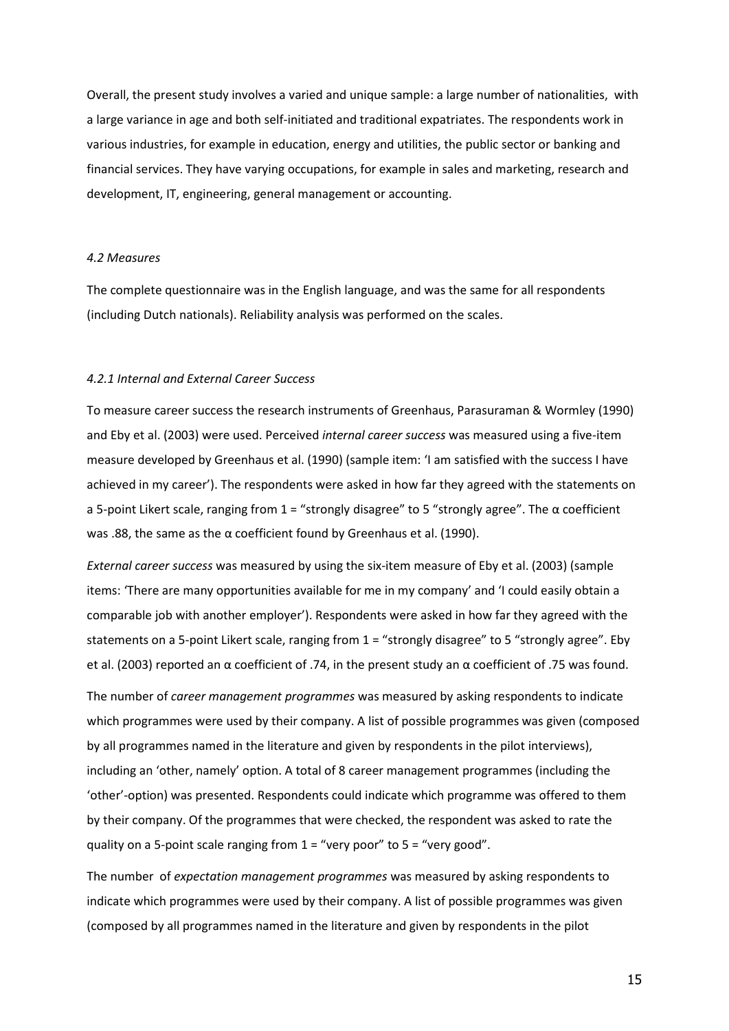Overall, the present study involves a varied and unique sample: a large number of nationalities, with a large variance in age and both self-initiated and traditional expatriates. The respondents work in various industries, for example in education, energy and utilities, the public sector or banking and financial services. They have varying occupations, for example in sales and marketing, research and development, IT, engineering, general management or accounting.

### *4.2 Measures*

The complete questionnaire was in the English language, and was the same for all respondents (including Dutch nationals). Reliability analysis was performed on the scales.

#### *4.2.1 Internal and External Career Success*

To measure career success the research instruments of Greenhaus, Parasuraman & Wormley (1990) and Eby et al. (2003) were used. Perceived *internal career success* was measured using a five-item measure developed by Greenhaus et al. (1990) (sample item: 'I am satisfied with the success I have achieved in my career'). The respondents were asked in how far they agreed with the statements on a 5-point Likert scale, ranging from 1 = "strongly disagree" to 5 "strongly agree". The α coefficient was .88, the same as the α coefficient found by Greenhaus et al. (1990).

*External career success* was measured by using the six-item measure of Eby et al. (2003) (sample items: 'There are many opportunities available for me in my company' and 'I could easily obtain a comparable job with another employer'). Respondents were asked in how far they agreed with the statements on a 5-point Likert scale, ranging from 1 = "strongly disagree" to 5 "strongly agree". Eby et al. (2003) reported an α coefficient of .74, in the present study an α coefficient of .75 was found.

The number of *career management programmes* was measured by asking respondents to indicate which programmes were used by their company. A list of possible programmes was given (composed by all programmes named in the literature and given by respondents in the pilot interviews), including an 'other, namely' option. A total of 8 career management programmes (including the 'other'-option) was presented. Respondents could indicate which programme was offered to them by their company. Of the programmes that were checked, the respondent was asked to rate the quality on a 5-point scale ranging from 1 = "very poor" to 5 = "very good".

The number of *expectation management programmes* was measured by asking respondents to indicate which programmes were used by their company. A list of possible programmes was given (composed by all programmes named in the literature and given by respondents in the pilot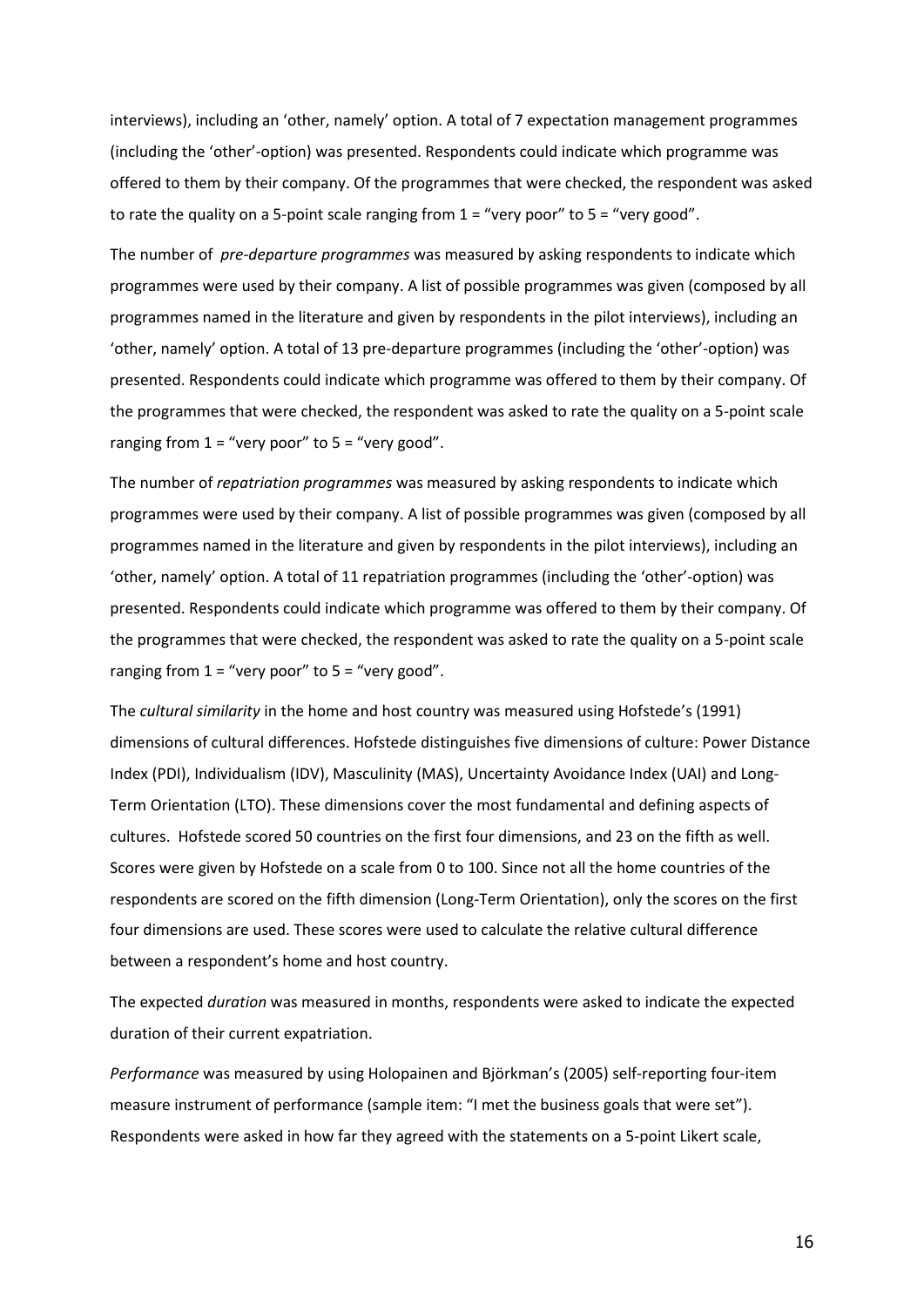interviews), including an 'other, namely' option. A total of 7 expectation management programmes (including the 'other'-option) was presented. Respondents could indicate which programme was offered to them by their company. Of the programmes that were checked, the respondent was asked to rate the quality on a 5-point scale ranging from 1 = "very poor" to 5 = "very good".

The number of *pre-departure programmes* was measured by asking respondents to indicate which programmes were used by their company. A list of possible programmes was given (composed by all programmes named in the literature and given by respondents in the pilot interviews), including an 'other, namely' option. A total of 13 pre-departure programmes (including the 'other'-option) was presented. Respondents could indicate which programme was offered to them by their company. Of the programmes that were checked, the respondent was asked to rate the quality on a 5-point scale ranging from 1 = "very poor" to 5 = "very good".

The number of *repatriation programmes* was measured by asking respondents to indicate which programmes were used by their company. A list of possible programmes was given (composed by all programmes named in the literature and given by respondents in the pilot interviews), including an 'other, namely' option. A total of 11 repatriation programmes (including the 'other'-option) was presented. Respondents could indicate which programme was offered to them by their company. Of the programmes that were checked, the respondent was asked to rate the quality on a 5-point scale ranging from 1 = "very poor" to 5 = "very good".

The *cultural similarity* in the home and host country was measured using Hofstede's (1991) dimensions of cultural differences. Hofstede distinguishes five dimensions of culture: Power Distance Index (PDI), Individualism (IDV), Masculinity (MAS), Uncertainty Avoidance Index (UAI) and Long-Term Orientation (LTO). These dimensions cover the most fundamental and defining aspects of cultures. Hofstede scored 50 countries on the first four dimensions, and 23 on the fifth as well. Scores were given by Hofstede on a scale from 0 to 100. Since not all the home countries of the respondents are scored on the fifth dimension (Long-Term Orientation), only the scores on the first four dimensions are used. These scores were used to calculate the relative cultural difference between a respondent's home and host country.

The expected *duration* was measured in months, respondents were asked to indicate the expected duration of their current expatriation.

*Performance* was measured by using Holopainen and Björkman's (2005) self-reporting four-item measure instrument of performance (sample item: "I met the business goals that were set"). Respondents were asked in how far they agreed with the statements on a 5-point Likert scale,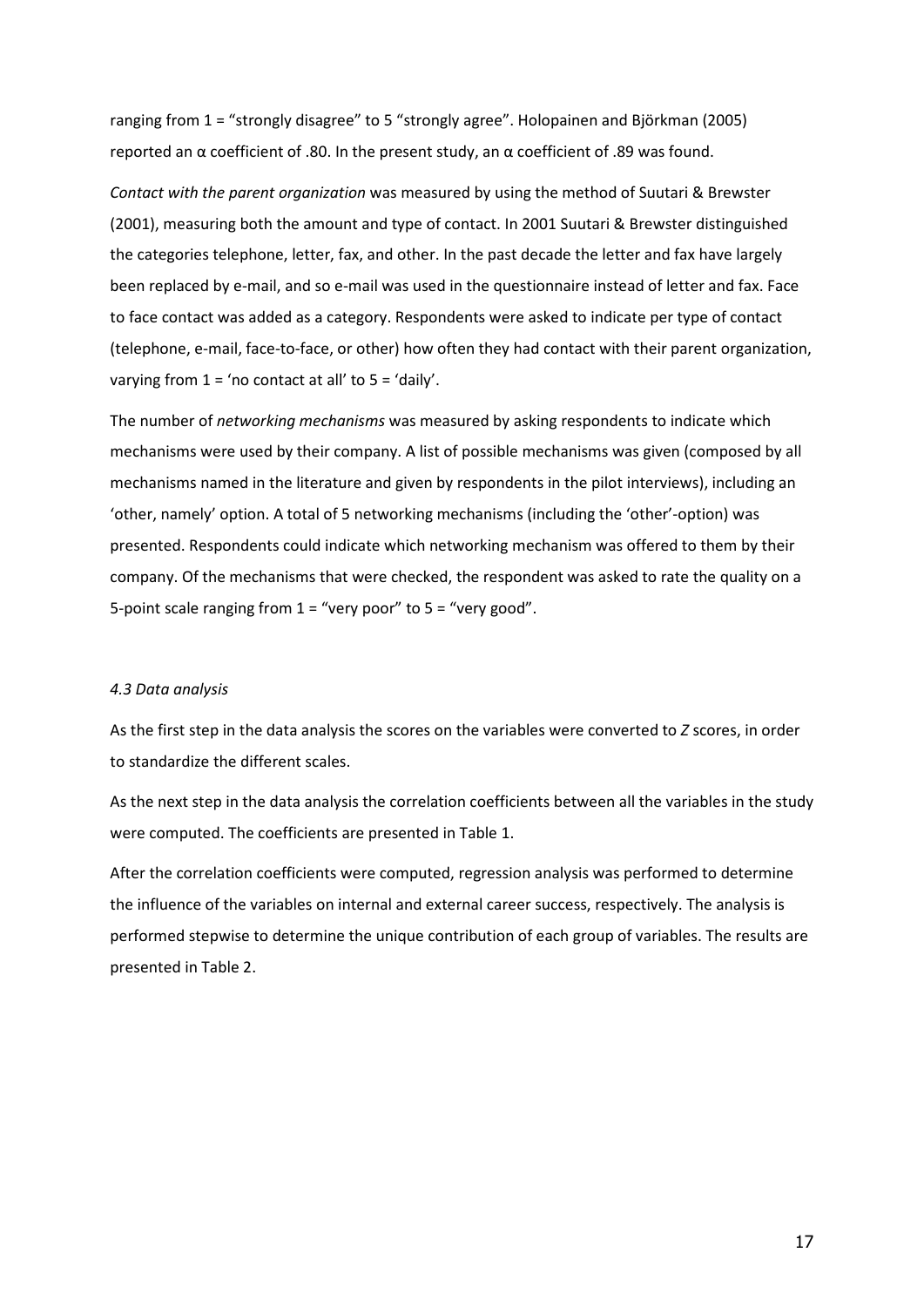ranging from 1 = "strongly disagree" to 5 "strongly agree". Holopainen and Björkman (2005) reported an $\alpha$ coefficient of .80. In the present study, an $\alpha$ coefficient of .89 was found.

*Contact with the parent organization* was measured by using the method of Suutari & Brewster (2001), measuring both the amount and type of contact. In 2001 Suutari & Brewster distinguished the categories telephone, letter, fax, and other. In the past decade the letter and fax have largely been replaced by e-mail, and so e-mail was used in the questionnaire instead of letter and fax. Face to face contact was added as a category. Respondents were asked to indicate per type of contact (telephone, e-mail, face-to-face, or other) how often they had contact with their parent organization, varying from 1 = 'no contact at all' to 5 = 'daily'.

The number of *networking mechanisms* was measured by asking respondents to indicate which mechanisms were used by their company. A list of possible mechanisms was given (composed by all mechanisms named in the literature and given by respondents in the pilot interviews), including an 'other, namely' option. A total of 5 networking mechanisms (including the 'other'-option) was presented. Respondents could indicate which networking mechanism was offered to them by their company. Of the mechanisms that were checked, the respondent was asked to rate the quality on a 5-point scale ranging from 1 = "very poor" to 5 = "very good".

*4.3 Data analysis*

As the first step in the data analysis the scores on the variables were converted to *Z* scores, in order to standardize the different scales.

As the next step in the data analysis the correlation coefficients between all the variables in the study were computed. The coefficients are presented in Table 1.

After the correlation coefficients were computed, regression analysis was performed to determine the influence of the variables on internal and external career success, respectively. The analysis is performed stepwise to determine the unique contribution of each group of variables. The results are presented in Table 2.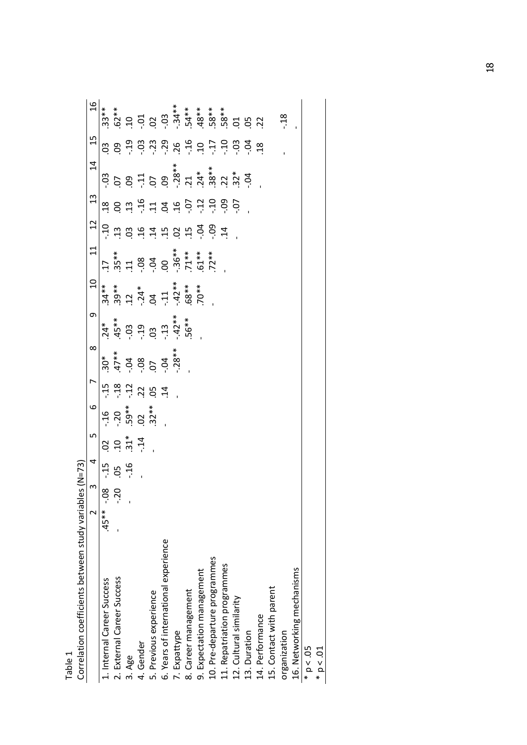Table 1

Correlation coefficients between study variables (N=73)

| | 2 | 3 | 4 | 5 | 6 | 7 | 8 | 9 | 10 | 11 | 12 | 13 | 14 | 15 | 16 |
|---|---|---|---|---|---|---|---|---|---|---|---|---|---|---|---|
| 1. Internal Career Success | .45** | -.08 | -.15 | .02 | -.16 | -.15 | .30* | .24* | .34** | .17 | -.10 | .18 | -.03 | .03 | .33** |
| 2. External Career Success | - | -.20 | .05 | .10 | -.20 | -.18 | .47** | .45** | .39** | .35** | .13 | .00 | .07 | .09 | .62** |
| 3. Age | | - | -.16 | .31* | .59** | -.12 | -.04 | -.03 | .12 | .11 | .03 | .13 | .09 | -.19 | .10 |
| 4. Gender | | | - | -.14 | .02 | .22 | -.08 | -.19 | -.24* | -.08 | .16 | -.16 | -.11 | -.03 | -.01 |
| 5. Previous experience | | | | - | .32** | .05 | .07 | .03 | .04 | -.04 | .14 | .11 | .07 | -.23 | .02 |
| 6. Years of international experience | | | | | - | .14 | -.04 | -.13 | -.11 | .00 | .15 | .04 | .09 | -.29 | -.03 |
| 7. Expattype | | | | | | - | -.28** | -.42** | -.42** | -.36** | .02 | .16 | -.28** | .26 | -.34** |
| 8. Career management | | | | | | | - | .56** | .68** | .71** | .15 | -.07 | .21 | -.16 | .54** |
| 9. Expectation management | | | | | | | | - | .70** | .61** | -.04 | -.12 | .24* | .10 | .48** |
| 10. Pre-departure programmes | | | | | | | | | - | .72** | -.09 | -.10 | .38** | -.17 | .58** |
| 11. Repatriation programmes | | | | | | | | | | - | .14 | -.09 | .22 | -.10 | .58** |
| 12. Cultural similarity | | | | | | | | | | | - | -.07 | .32* | -.03 | .01 |
| 13. Duration | | | | | | | | | | | | - | -.04 | -.04 | .05 |
| 14. Performance | | | | | | | | | | | | | - | .18 | .22 |
| 15. Contact with parent organization | | | | | | | | | | | | | | - | -.18 |
| 16. Networking mechanisms | | | | | | | | | | | | | | | - |

* p < .05

* p < .01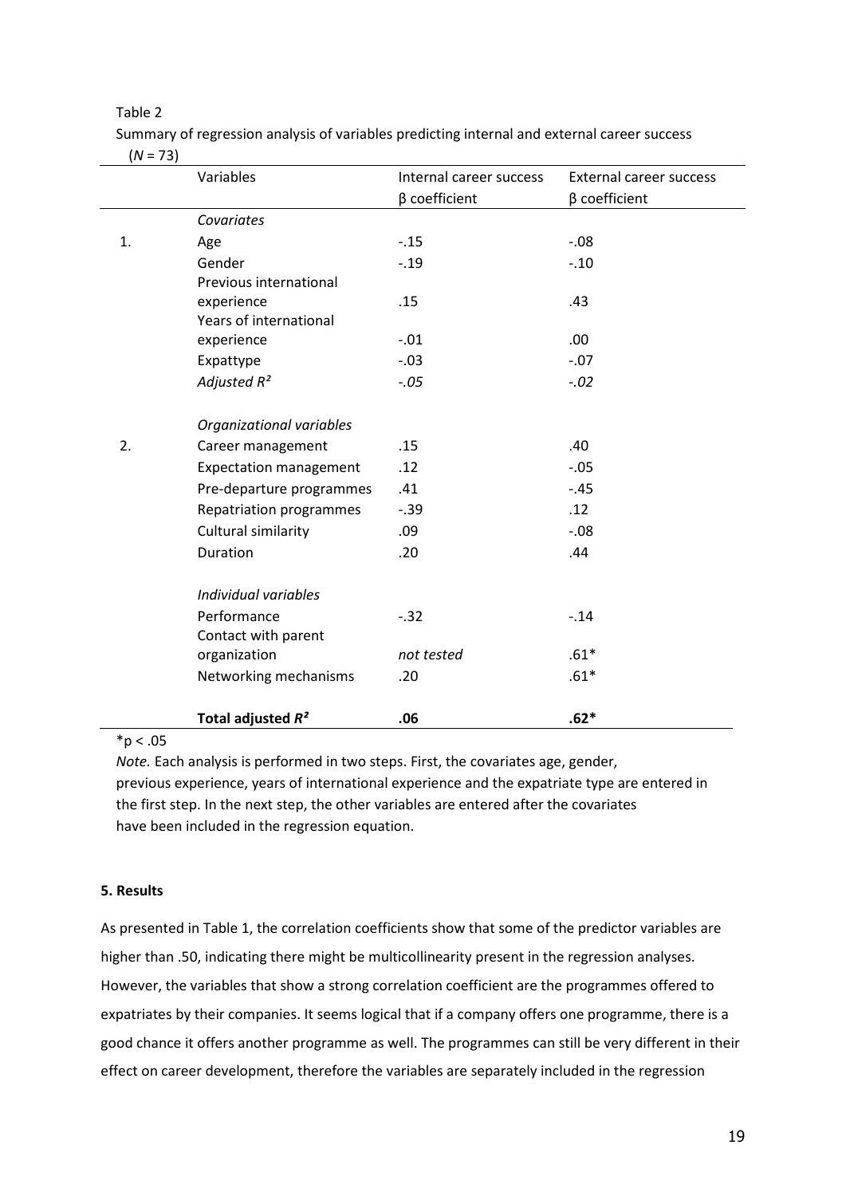Table 2

Summary of regression analysis of variables predicting internal and external career success ($N = 73$)

| | Variables | Internal career success β coefficient | External career success β coefficient |
|---|---|---|---|
| | *Covariates* | | |
| 1. | Age | -.15 | -.08 |
| | Gender | -.19 | -.10 |
| | Previous international experience | .15 | .43 |
| | Years of international experience | -.01 | .00 |
| | Expattype | -.03 | -.07 |
| | *Adjusted $R^2$* | *-.05* | *-.02* |
| | *Organizational variables* | | |
| 2. | Career management | .15 | .40 |
| | Expectation management | .12 | -.05 |
| | Pre-departure programmes | .41 | -.45 |
| | Repatriation programmes | -.39 | .12 |
| | Cultural similarity | .09 | -.08 |
| | Duration | .20 | .44 |
| | *Individual variables* | | |
| | Performance | -.32 | -.14 |
| | Contact with parent organization | *not tested* | .61* |
| | Networking mechanisms | .20 | .61* |
| | **Total adjusted $R^2$** | **.06** | **.62*** |

*$p < .05$

*Note.* Each analysis is performed in two steps. First, the covariates age, gender, previous experience, years of international experience and the expatriate type are entered in the first step. In the next step, the other variables are entered after the covariates have been included in the regression equation.

### 5. Results

As presented in Table 1, the correlation coefficients show that some of the predictor variables are higher than .50, indicating there might be multicollinearity present in the regression analyses. However, the variables that show a strong correlation coefficient are the programmes offered to expatriates by their companies. It seems logical that if a company offers one programme, there is a good chance it offers another programme as well. The programmes can still be very different in their effect on career development, therefore the variables are separately included in the regression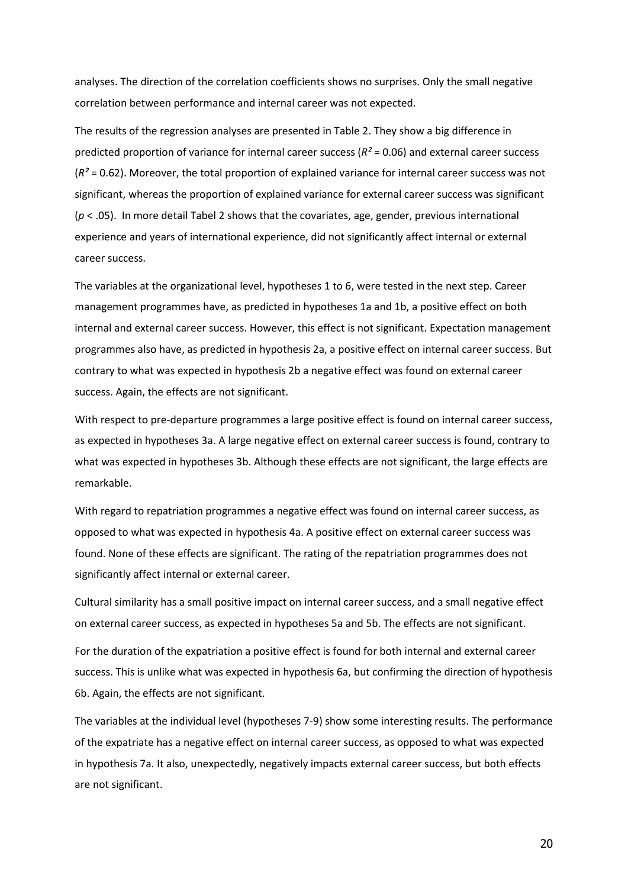analyses. The direction of the correlation coefficients shows no surprises. Only the small negative correlation between performance and internal career was not expected.

The results of the regression analyses are presented in Table 2. They show a big difference in predicted proportion of variance for internal career success ($R^2 = 0.06$) and external career success ($R^2 = 0.62$). Moreover, the total proportion of explained variance for internal career success was not significant, whereas the proportion of explained variance for external career success was significant ($p < .05$). In more detail Tabel 2 shows that the covariates, age, gender, previous international experience and years of international experience, did not significantly affect internal or external career success.

The variables at the organizational level, hypotheses 1 to 6, were tested in the next step. Career management programmes have, as predicted in hypotheses 1a and 1b, a positive effect on both internal and external career success. However, this effect is not significant. Expectation management programmes also have, as predicted in hypothesis 2a, a positive effect on internal career success. But contrary to what was expected in hypothesis 2b a negative effect was found on external career success. Again, the effects are not significant.

With respect to pre-departure programmes a large positive effect is found on internal career success, as expected in hypotheses 3a. A large negative effect on external career success is found, contrary to what was expected in hypotheses 3b. Although these effects are not significant, the large effects are remarkable.

With regard to repatriation programmes a negative effect was found on internal career success, as opposed to what was expected in hypothesis 4a. A positive effect on external career success was found. None of these effects are significant. The rating of the repatriation programmes does not significantly affect internal or external career.

Cultural similarity has a small positive impact on internal career success, and a small negative effect on external career success, as expected in hypotheses 5a and 5b. The effects are not significant.

For the duration of the expatriation a positive effect is found for both internal and external career success. This is unlike what was expected in hypothesis 6a, but confirming the direction of hypothesis 6b. Again, the effects are not significant.

The variables at the individual level (hypotheses 7-9) show some interesting results. The performance of the expatriate has a negative effect on internal career success, as opposed to what was expected in hypothesis 7a. It also, unexpectedly, negatively impacts external career success, but both effects are not significant.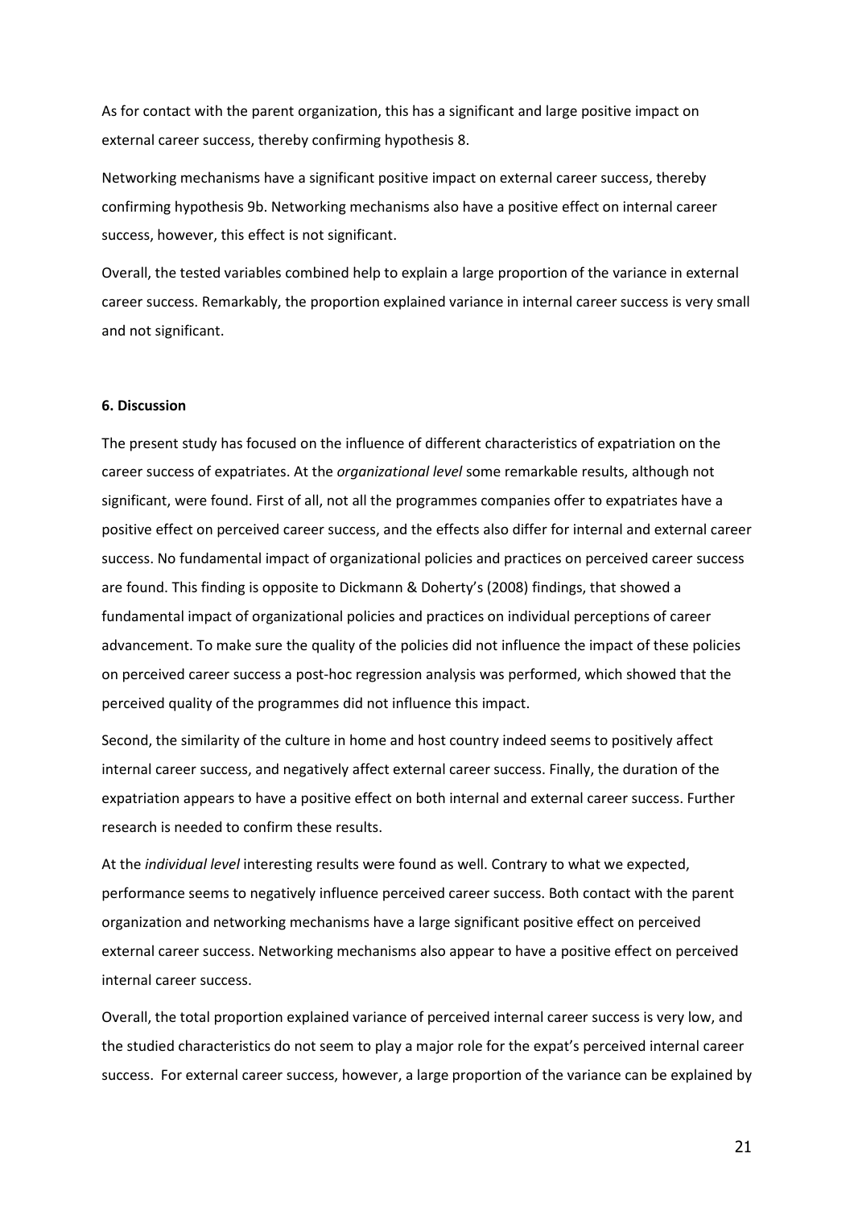As for contact with the parent organization, this has a significant and large positive impact on external career success, thereby confirming hypothesis 8.

Networking mechanisms have a significant positive impact on external career success, thereby confirming hypothesis 9b. Networking mechanisms also have a positive effect on internal career success, however, this effect is not significant.

Overall, the tested variables combined help to explain a large proportion of the variance in external career success. Remarkably, the proportion explained variance in internal career success is very small and not significant.

## 6. Discussion

The present study has focused on the influence of different characteristics of expatriation on the career success of expatriates. At the *organizational level* some remarkable results, although not significant, were found. First of all, not all the programmes companies offer to expatriates have a positive effect on perceived career success, and the effects also differ for internal and external career success. No fundamental impact of organizational policies and practices on perceived career success are found. This finding is opposite to Dickmann & Doherty's (2008) findings, that showed a fundamental impact of organizational policies and practices on individual perceptions of career advancement. To make sure the quality of the policies did not influence the impact of these policies on perceived career success a post-hoc regression analysis was performed, which showed that the perceived quality of the programmes did not influence this impact.

Second, the similarity of the culture in home and host country indeed seems to positively affect internal career success, and negatively affect external career success. Finally, the duration of the expatriation appears to have a positive effect on both internal and external career success. Further research is needed to confirm these results.

At the *individual level* interesting results were found as well. Contrary to what we expected, performance seems to negatively influence perceived career success. Both contact with the parent organization and networking mechanisms have a large significant positive effect on perceived external career success. Networking mechanisms also appear to have a positive effect on perceived internal career success.

Overall, the total proportion explained variance of perceived internal career success is very low, and the studied characteristics do not seem to play a major role for the expat's perceived internal career success. For external career success, however, a large proportion of the variance can be explained by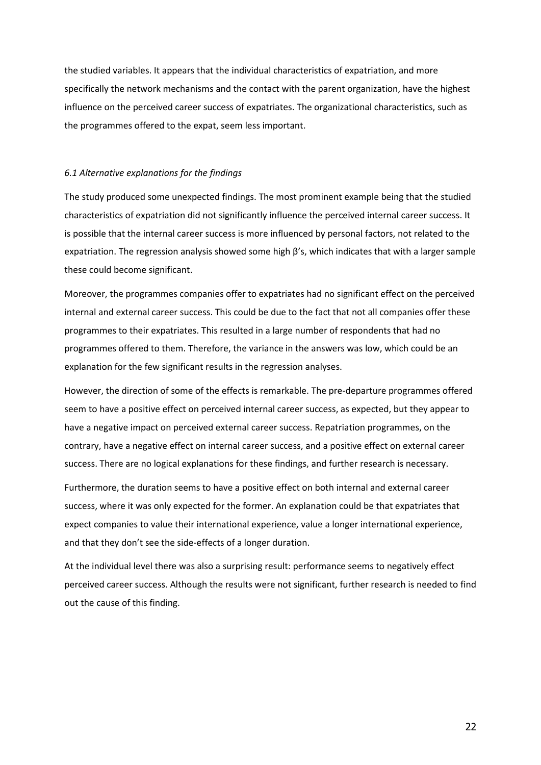the studied variables. It appears that the individual characteristics of expatriation, and more specifically the network mechanisms and the contact with the parent organization, have the highest influence on the perceived career success of expatriates. The organizational characteristics, such as the programmes offered to the expat, seem less important.

### *6.1 Alternative explanations for the findings*

The study produced some unexpected findings. The most prominent example being that the studied characteristics of expatriation did not significantly influence the perceived internal career success. It is possible that the internal career success is more influenced by personal factors, not related to the expatriation. The regression analysis showed some high β's, which indicates that with a larger sample these could become significant.

Moreover, the programmes companies offer to expatriates had no significant effect on the perceived internal and external career success. This could be due to the fact that not all companies offer these programmes to their expatriates. This resulted in a large number of respondents that had no programmes offered to them. Therefore, the variance in the answers was low, which could be an explanation for the few significant results in the regression analyses.

However, the direction of some of the effects is remarkable. The pre-departure programmes offered seem to have a positive effect on perceived internal career success, as expected, but they appear to have a negative impact on perceived external career success. Repatriation programmes, on the contrary, have a negative effect on internal career success, and a positive effect on external career success. There are no logical explanations for these findings, and further research is necessary.

Furthermore, the duration seems to have a positive effect on both internal and external career success, where it was only expected for the former. An explanation could be that expatriates that expect companies to value their international experience, value a longer international experience, and that they don't see the side-effects of a longer duration.

At the individual level there was also a surprising result: performance seems to negatively effect perceived career success. Although the results were not significant, further research is needed to find out the cause of this finding.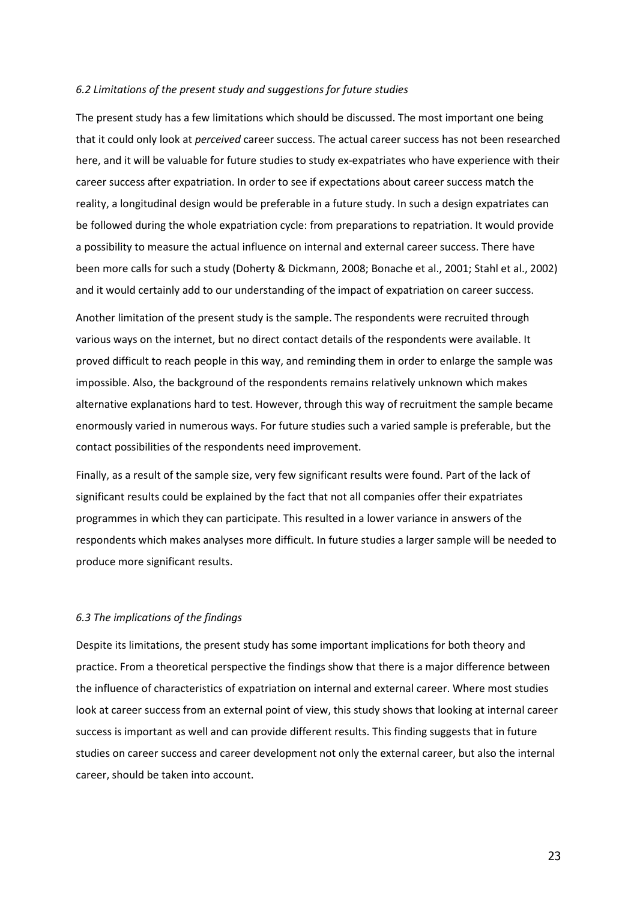### *6.2 Limitations of the present study and suggestions for future studies*

The present study has a few limitations which should be discussed. The most important one being that it could only look at *perceived* career success. The actual career success has not been researched here, and it will be valuable for future studies to study ex-expatriates who have experience with their career success after expatriation. In order to see if expectations about career success match the reality, a longitudinal design would be preferable in a future study. In such a design expatriates can be followed during the whole expatriation cycle: from preparations to repatriation. It would provide a possibility to measure the actual influence on internal and external career success. There have been more calls for such a study (Doherty & Dickmann, 2008; Bonache et al., 2001; Stahl et al., 2002) and it would certainly add to our understanding of the impact of expatriation on career success.

Another limitation of the present study is the sample. The respondents were recruited through various ways on the internet, but no direct contact details of the respondents were available. It proved difficult to reach people in this way, and reminding them in order to enlarge the sample was impossible. Also, the background of the respondents remains relatively unknown which makes alternative explanations hard to test. However, through this way of recruitment the sample became enormously varied in numerous ways. For future studies such a varied sample is preferable, but the contact possibilities of the respondents need improvement.

Finally, as a result of the sample size, very few significant results were found. Part of the lack of significant results could be explained by the fact that not all companies offer their expatriates programmes in which they can participate. This resulted in a lower variance in answers of the respondents which makes analyses more difficult. In future studies a larger sample will be needed to produce more significant results.

### *6.3 The implications of the findings*

Despite its limitations, the present study has some important implications for both theory and practice. From a theoretical perspective the findings show that there is a major difference between the influence of characteristics of expatriation on internal and external career. Where most studies look at career success from an external point of view, this study shows that looking at internal career success is important as well and can provide different results. This finding suggests that in future studies on career success and career development not only the external career, but also the internal career, should be taken into account.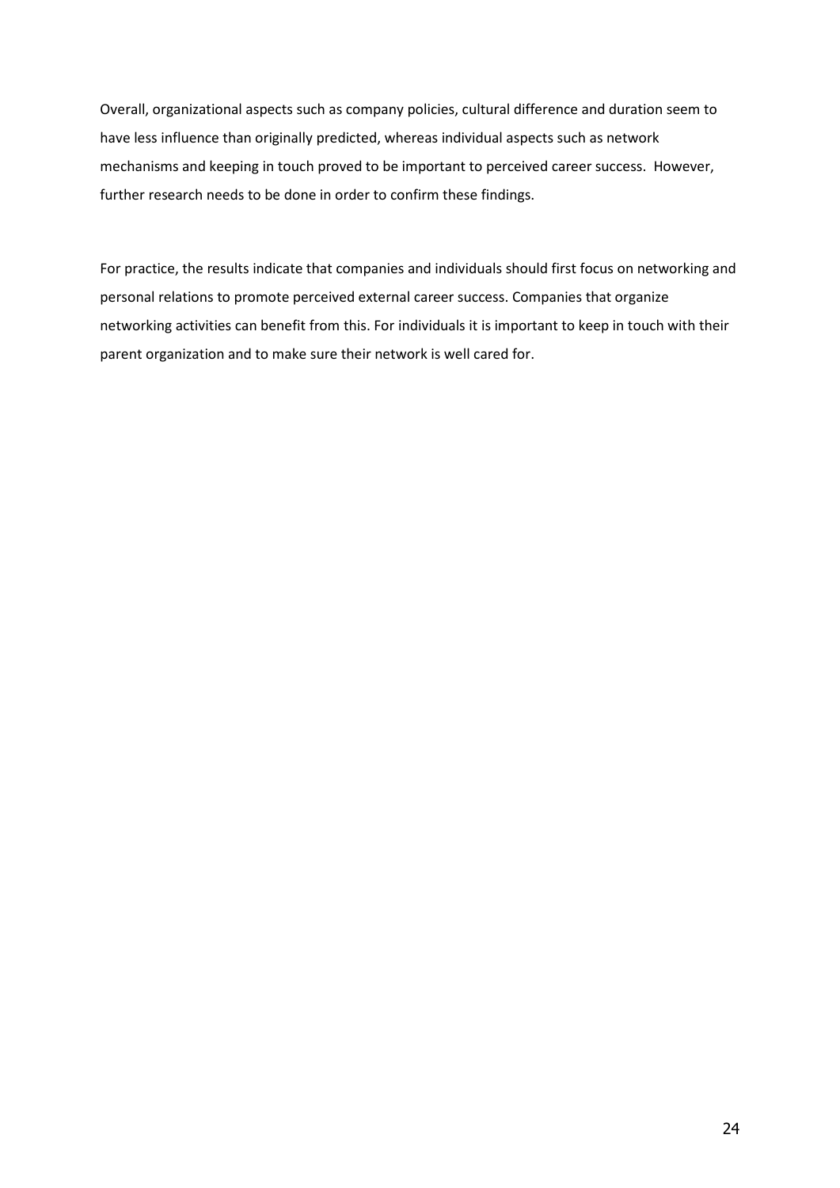Overall, organizational aspects such as company policies, cultural difference and duration seem to have less influence than originally predicted, whereas individual aspects such as network mechanisms and keeping in touch proved to be important to perceived career success. However, further research needs to be done in order to confirm these findings.

For practice, the results indicate that companies and individuals should first focus on networking and personal relations to promote perceived external career success. Companies that organize networking activities can benefit from this. For individuals it is important to keep in touch with their parent organization and to make sure their network is well cared for.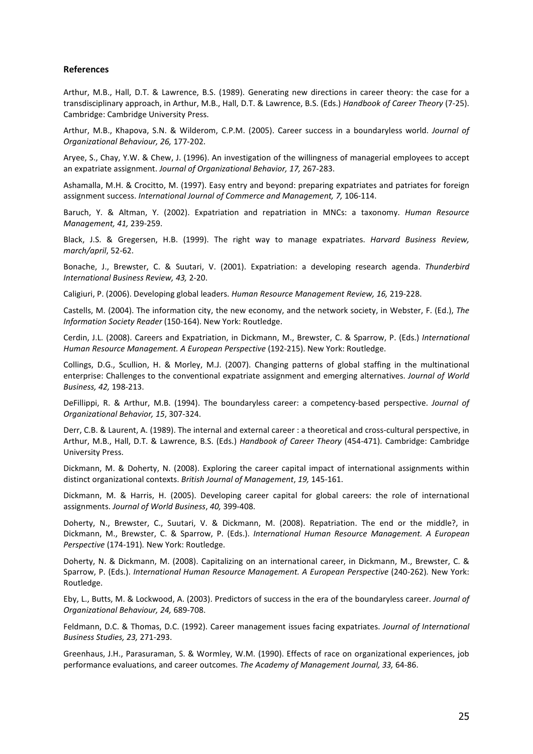### References

Arthur, M.B., Hall, D.T. & Lawrence, B.S. (1989). Generating new directions in career theory: the case for a transdisciplinary approach, in Arthur, M.B., Hall, D.T. & Lawrence, B.S. (Eds.) *Handbook of Career Theory* (7-25). Cambridge: Cambridge University Press.

Arthur, M.B., Khapova, S.N. & Wilderom, C.P.M. (2005). Career success in a boundaryless world. *Journal of Organizational Behaviour, 26,* 177-202.

Aryee, S., Chay, Y.W. & Chew, J. (1996). An investigation of the willingness of managerial employees to accept an expatriate assignment. *Journal of Organizational Behavior, 17,* 267-283.

Ashamalla, M.H. & Crocitto, M. (1997). Easy entry and beyond: preparing expatriates and patriates for foreign assignment success. *International Journal of Commerce and Management, 7,* 106-114.

Baruch, Y. & Altman, Y. (2002). Expatriation and repatriation in MNCs: a taxonomy. *Human Resource Management, 41,* 239-259.

Black, J.S. & Gregersen, H.B. (1999). The right way to manage expatriates. *Harvard Business Review, march/april*, 52-62.

Bonache, J., Brewster, C. & Suutari, V. (2001). Expatriation: a developing research agenda. *Thunderbird International Business Review, 43,* 2-20.

Caligiuri, P. (2006). Developing global leaders. *Human Resource Management Review, 16,* 219-228.

Castells, M. (2004). The information city, the new economy, and the network society, in Webster, F. (Ed.), *The Information Society Reader* (150-164). New York: Routledge.

Cerdin, J.L. (2008). Careers and Expatriation, in Dickmann, M., Brewster, C. & Sparrow, P. (Eds.) *International Human Resource Management. A European Perspective* (192-215). New York: Routledge.

Collings, D.G., Scullion, H. & Morley, M.J. (2007). Changing patterns of global staffing in the multinational enterprise: Challenges to the conventional expatriate assignment and emerging alternatives. *Journal of World Business, 42,* 198-213.

DeFillippi, R. & Arthur, M.B. (1994). The boundaryless career: a competency-based perspective. *Journal of Organizational Behavior, 15*, 307-324.

Derr, C.B. & Laurent, A. (1989). The internal and external career : a theoretical and cross-cultural perspective, in Arthur, M.B., Hall, D.T. & Lawrence, B.S. (Eds.) *Handbook of Career Theory* (454-471). Cambridge: Cambridge University Press.

Dickmann, M. & Doherty, N. (2008). Exploring the career capital impact of international assignments within distinct organizational contexts. *British Journal of Management*, *19,* 145-161.

Dickmann, M. & Harris, H. (2005). Developing career capital for global careers: the role of international assignments. *Journal of World Business*, *40,* 399-408.

Doherty, N., Brewster, C., Suutari, V. & Dickmann, M. (2008). Repatriation. The end or the middle?, in Dickmann, M., Brewster, C. & Sparrow, P. (Eds.). *International Human Resource Management. A European Perspective* (174-191)*.* New York: Routledge.

Doherty, N. & Dickmann, M. (2008). Capitalizing on an international career, in Dickmann, M., Brewster, C. & Sparrow, P. (Eds.). *International Human Resource Management. A European Perspective* (240-262)*.* New York: Routledge.

Eby, L., Butts, M. & Lockwood, A. (2003). Predictors of success in the era of the boundaryless career. *Journal of Organizational Behaviour, 24,* 689-708.

Feldmann, D.C. & Thomas, D.C. (1992). Career management issues facing expatriates. *Journal of International Business Studies, 23,* 271-293.

Greenhaus, J.H., Parasuraman, S. & Wormley, W.M. (1990). Effects of race on organizational experiences, job performance evaluations, and career outcomes. *The Academy of Management Journal, 33,* 64-86.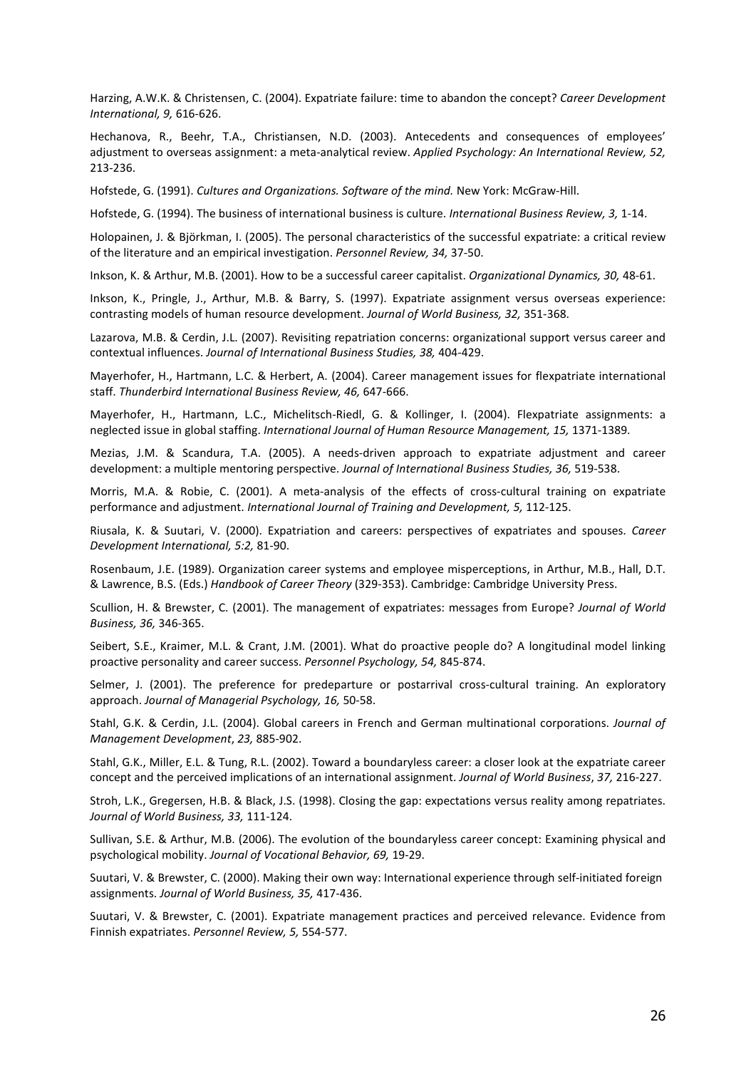Harzing, A.W.K. & Christensen, C. (2004). Expatriate failure: time to abandon the concept? *Career Development International, 9,* 616-626.

Hechanova, R., Beehr, T.A., Christiansen, N.D. (2003). Antecedents and consequences of employees' adjustment to overseas assignment: a meta-analytical review. *Applied Psychology: An International Review, 52,* 213-236.

Hofstede, G. (1991). *Cultures and Organizations. Software of the mind.* New York: McGraw-Hill.

Hofstede, G. (1994). The business of international business is culture. *International Business Review, 3,* 1-14.

Holopainen, J. & Björkman, I. (2005). The personal characteristics of the successful expatriate: a critical review of the literature and an empirical investigation. *Personnel Review, 34,* 37-50.

Inkson, K. & Arthur, M.B. (2001). How to be a successful career capitalist. *Organizational Dynamics, 30,* 48-61.

Inkson, K., Pringle, J., Arthur, M.B. & Barry, S. (1997). Expatriate assignment versus overseas experience: contrasting models of human resource development. *Journal of World Business, 32,* 351-368.

Lazarova, M.B. & Cerdin, J.L. (2007). Revisiting repatriation concerns: organizational support versus career and contextual influences. *Journal of International Business Studies, 38,* 404-429.

Mayerhofer, H., Hartmann, L.C. & Herbert, A. (2004). Career management issues for flexpatriate international staff. *Thunderbird International Business Review, 46,* 647-666.

Mayerhofer, H., Hartmann, L.C., Michelitsch-Riedl, G. & Kollinger, I. (2004). Flexpatriate assignments: a neglected issue in global staffing. *International Journal of Human Resource Management, 15,* 1371-1389.

Mezias, J.M. & Scandura, T.A. (2005). A needs-driven approach to expatriate adjustment and career development: a multiple mentoring perspective. *Journal of International Business Studies, 36,* 519-538.

Morris, M.A. & Robie, C. (2001). A meta-analysis of the effects of cross-cultural training on expatriate performance and adjustment. *International Journal of Training and Development, 5,* 112-125.

Riusala, K. & Suutari, V. (2000). Expatriation and careers: perspectives of expatriates and spouses. *Career Development International, 5:2,* 81-90.

Rosenbaum, J.E. (1989). Organization career systems and employee misperceptions, in Arthur, M.B., Hall, D.T. & Lawrence, B.S. (Eds.) *Handbook of Career Theory* (329-353). Cambridge: Cambridge University Press.

Scullion, H. & Brewster, C. (2001). The management of expatriates: messages from Europe? *Journal of World Business, 36,* 346-365.

Seibert, S.E., Kraimer, M.L. & Crant, J.M. (2001). What do proactive people do? A longitudinal model linking proactive personality and career success. *Personnel Psychology, 54,* 845-874.

Selmer, J. (2001). The preference for predeparture or postarrival cross-cultural training. An exploratory approach. *Journal of Managerial Psychology, 16,* 50-58.

Stahl, G.K. & Cerdin, J.L. (2004). Global careers in French and German multinational corporations. *Journal of Management Development*, *23,* 885-902.

Stahl, G.K., Miller, E.L. & Tung, R.L. (2002). Toward a boundaryless career: a closer look at the expatriate career concept and the perceived implications of an international assignment. *Journal of World Business*, *37,* 216-227.

Stroh, L.K., Gregersen, H.B. & Black, J.S. (1998). Closing the gap: expectations versus reality among repatriates. *Journal of World Business, 33,* 111-124.

Sullivan, S.E. & Arthur, M.B. (2006). The evolution of the boundaryless career concept: Examining physical and psychological mobility. *Journal of Vocational Behavior, 69,* 19-29.

Suutari, V. & Brewster, C. (2000). Making their own way: International experience through self-initiated foreign assignments. *Journal of World Business, 35,* 417-436.

Suutari, V. & Brewster, C. (2001). Expatriate management practices and perceived relevance. Evidence from Finnish expatriates. *Personnel Review, 5,* 554-577.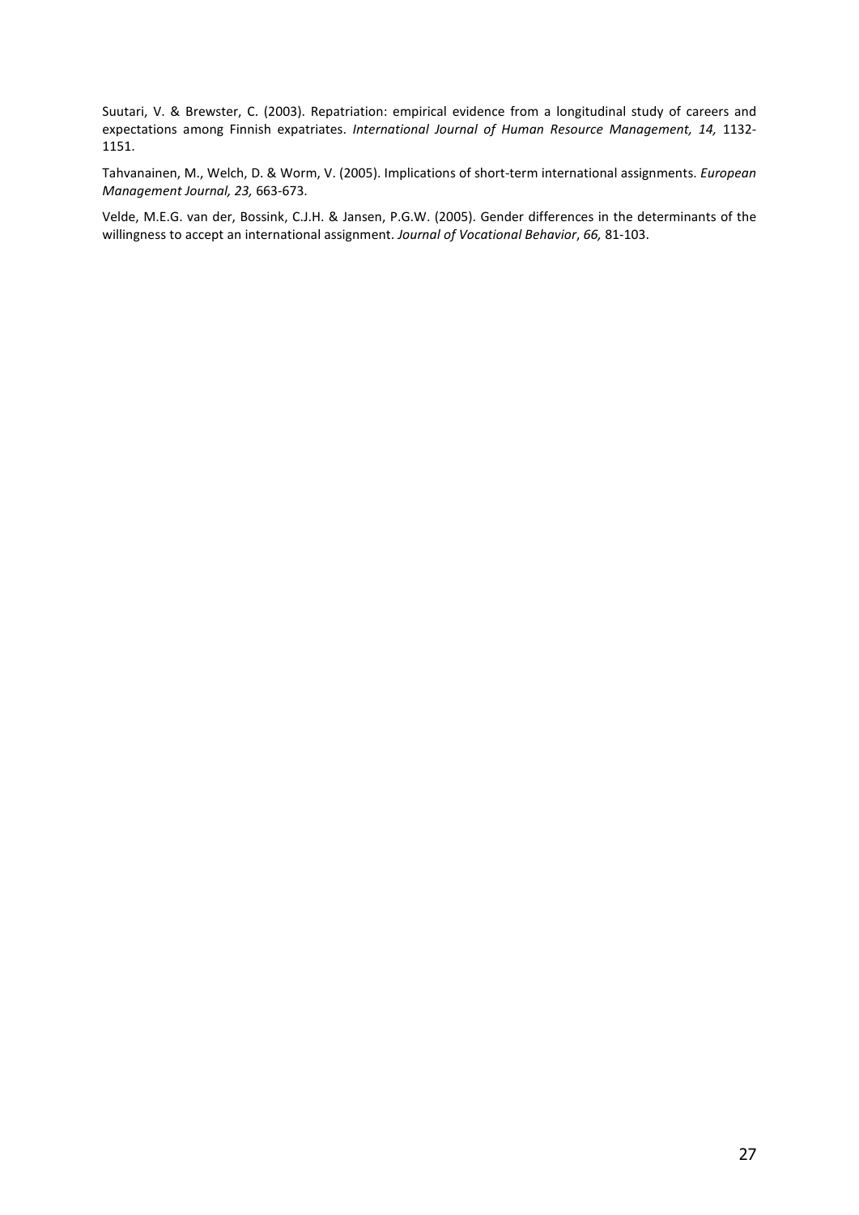Suutari, V. & Brewster, C. (2003). Repatriation: empirical evidence from a longitudinal study of careers and expectations among Finnish expatriates. *International Journal of Human Resource Management, 14,* 1132-1151.

Tahvanainen, M., Welch, D. & Worm, V. (2005). Implications of short-term international assignments. *European Management Journal, 23,* 663-673.

Velde, M.E.G. van der, Bossink, C.J.H. & Jansen, P.G.W. (2005). Gender differences in the determinants of the willingness to accept an international assignment. *Journal of Vocational Behavior*, *66,* 81-103.